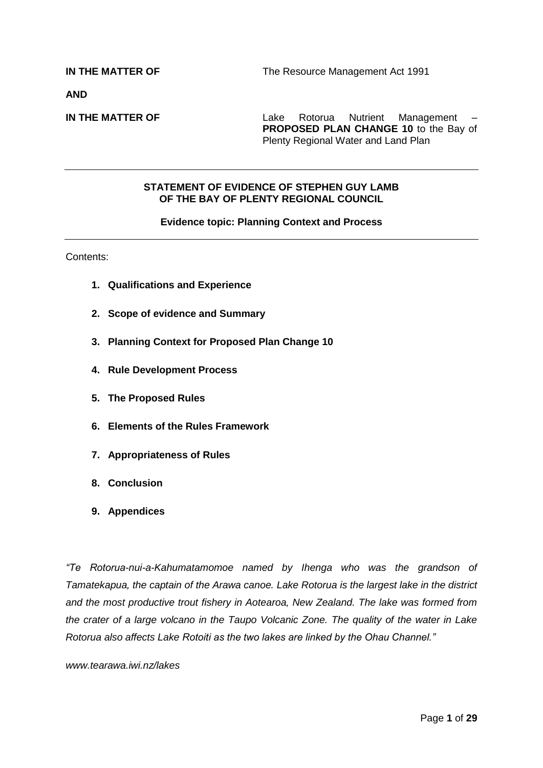**IN THE MATTER OF** The Resource Management Act 1991

**AND**

**IN THE MATTER OF** Lake Rotorua Nutrient Management – **PROPOSED PLAN CHANGE 10** to the Bay of Plenty Regional Water and Land Plan

---

**STATEMENT OF EVIDENCE OF STEPHEN GUY LAMB OF THE BAY OF PLENTY REGIONAL COUNCIL**

**Evidence topic: Planning Context and Process**

---

Contents:

1. **Qualifications and Experience**
2. **Scope of evidence and Summary**
3. **Planning Context for Proposed Plan Change 10**
4. **Rule Development Process**
5. **The Proposed Rules**
6. **Elements of the Rules Framework**
7. **Appropriateness of Rules**
8. **Conclusion**
9. **Appendices**

*"Te Rotorua-nui-a-Kahumatamomoe named by Ihenga who was the grandson of Tamatekapua, the captain of the Arawa canoe. Lake Rotorua is the largest lake in the district and the most productive trout fishery in Aotearoa, New Zealand. The lake was formed from the crater of a large volcano in the Taupo Volcanic Zone. The quality of the water in Lake Rotorua also affects Lake Rotoiti as the two lakes are linked by the Ohau Channel."*

*www.tearawa.iwi.nz/lakes*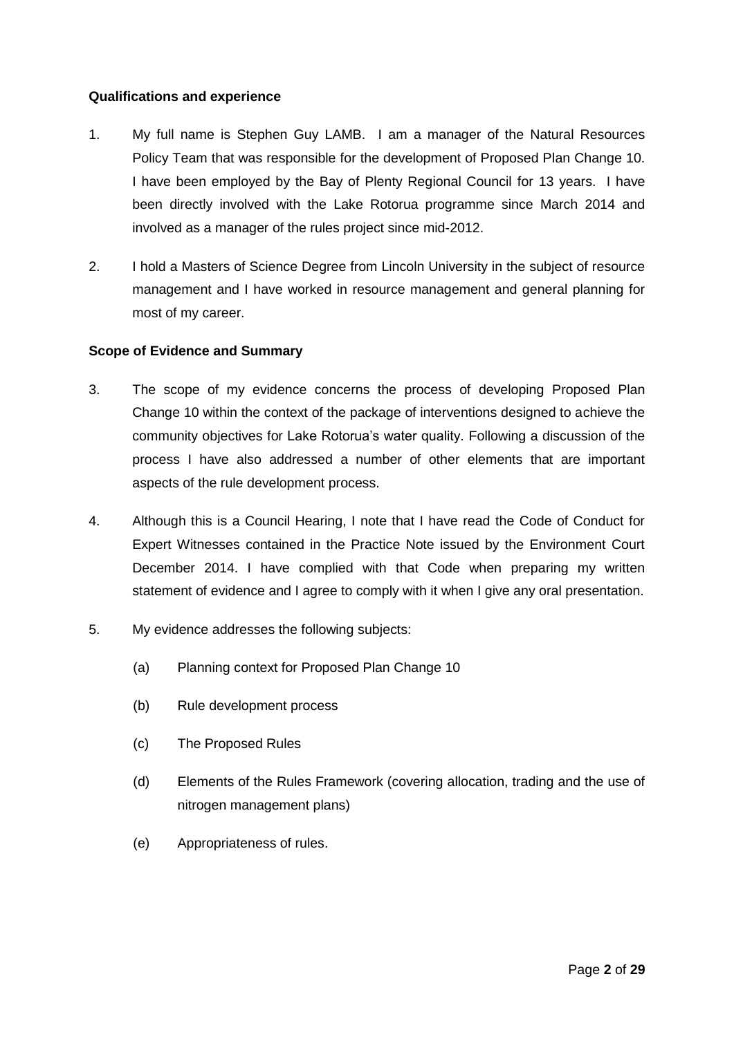**Qualifications and experience**

1. My full name is Stephen Guy LAMB. I am a manager of the Natural Resources Policy Team that was responsible for the development of Proposed Plan Change 10. I have been employed by the Bay of Plenty Regional Council for 13 years. I have been directly involved with the Lake Rotorua programme since March 2014 and involved as a manager of the rules project since mid-2012.

2. I hold a Masters of Science Degree from Lincoln University in the subject of resource management and I have worked in resource management and general planning for most of my career.

**Scope of Evidence and Summary**

3. The scope of my evidence concerns the process of developing Proposed Plan Change 10 within the context of the package of interventions designed to achieve the community objectives for Lake Rotorua's water quality. Following a discussion of the process I have also addressed a number of other elements that are important aspects of the rule development process.

4. Although this is a Council Hearing, I note that I have read the Code of Conduct for Expert Witnesses contained in the Practice Note issued by the Environment Court December 2014. I have complied with that Code when preparing my written statement of evidence and I agree to comply with it when I give any oral presentation.

5. My evidence addresses the following subjects:

   (a) Planning context for Proposed Plan Change 10

   (b) Rule development process

   (c) The Proposed Rules

   (d) Elements of the Rules Framework (covering allocation, trading and the use of nitrogen management plans)

   (e) Appropriateness of rules.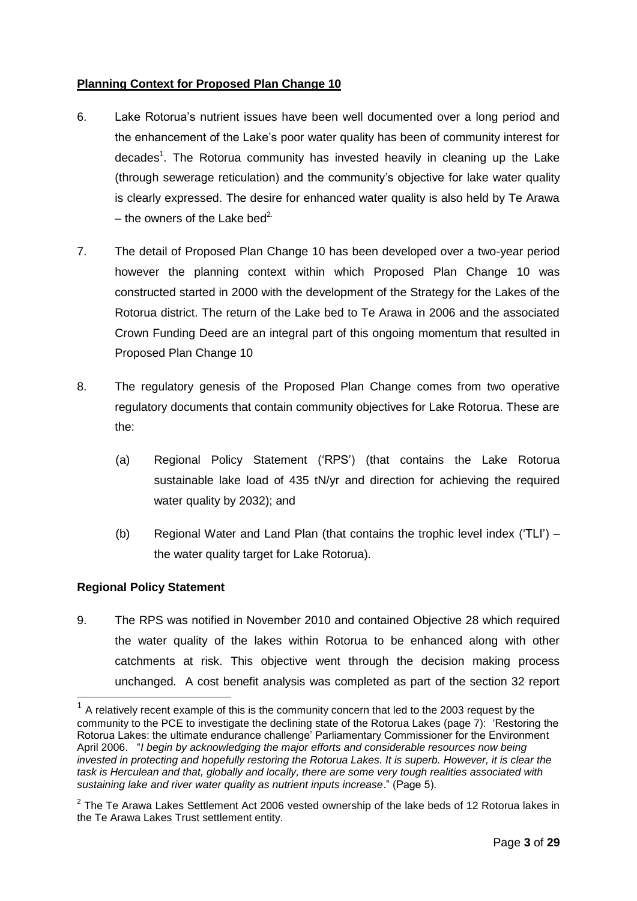## **Planning Context for Proposed Plan Change 10**

6. Lake Rotorua's nutrient issues have been well documented over a long period and the enhancement of the Lake's poor water quality has been of community interest for decades[1]. The Rotorua community has invested heavily in cleaning up the Lake (through sewerage reticulation) and the community's objective for lake water quality is clearly expressed. The desire for enhanced water quality is also held by Te Arawa – the owners of the Lake bed[2].

7. The detail of Proposed Plan Change 10 has been developed over a two-year period however the planning context within which Proposed Plan Change 10 was constructed started in 2000 with the development of the Strategy for the Lakes of the Rotorua district. The return of the Lake bed to Te Arawa in 2006 and the associated Crown Funding Deed are an integral part of this ongoing momentum that resulted in Proposed Plan Change 10

8. The regulatory genesis of the Proposed Plan Change comes from two operative regulatory documents that contain community objectives for Lake Rotorua. These are the:

   (a) Regional Policy Statement ('RPS') (that contains the Lake Rotorua sustainable lake load of 435 tN/yr and direction for achieving the required water quality by 2032); and

   (b) Regional Water and Land Plan (that contains the trophic level index ('TLI') – the water quality target for Lake Rotorua).

### **Regional Policy Statement**

9. The RPS was notified in November 2010 and contained Objective 28 which required the water quality of the lakes within Rotorua to be enhanced along with other catchments at risk. This objective went through the decision making process unchanged. A cost benefit analysis was completed as part of the section 32 report

---

[1] A relatively recent example of this is the community concern that led to the 2003 request by the community to the PCE to investigate the declining state of the Rotorua Lakes (page 7): 'Restoring the Rotorua Lakes: the ultimate endurance challenge' Parliamentary Commissioner for the Environment April 2006. "*I begin by acknowledging the major efforts and considerable resources now being invested in protecting and hopefully restoring the Rotorua Lakes. It is superb. However, it is clear the task is Herculean and that, globally and locally, there are some very tough realities associated with sustaining lake and river water quality as nutrient inputs increase*." (Page 5).

[2] The Te Arawa Lakes Settlement Act 2006 vested ownership of the lake beds of 12 Rotorua lakes in the Te Arawa Lakes Trust settlement entity.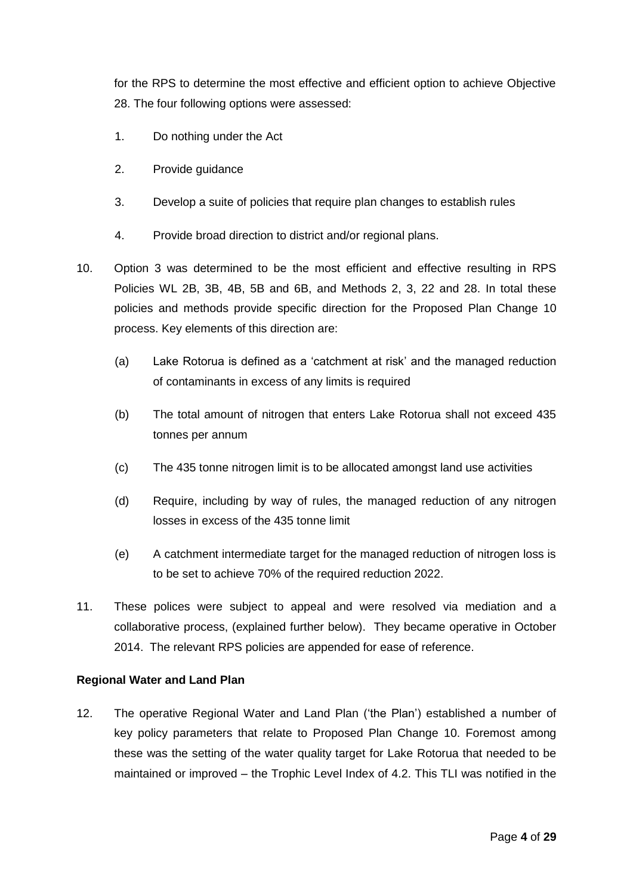for the RPS to determine the most effective and efficient option to achieve Objective 28. The four following options were assessed:

1. Do nothing under the Act
2. Provide guidance
3. Develop a suite of policies that require plan changes to establish rules
4. Provide broad direction to district and/or regional plans.

10. Option 3 was determined to be the most efficient and effective resulting in RPS Policies WL 2B, 3B, 4B, 5B and 6B, and Methods 2, 3, 22 and 28. In total these policies and methods provide specific direction for the Proposed Plan Change 10 process. Key elements of this direction are:

    (a) Lake Rotorua is defined as a 'catchment at risk' and the managed reduction of contaminants in excess of any limits is required

    (b) The total amount of nitrogen that enters Lake Rotorua shall not exceed 435 tonnes per annum

    (c) The 435 tonne nitrogen limit is to be allocated amongst land use activities

    (d) Require, including by way of rules, the managed reduction of any nitrogen losses in excess of the 435 tonne limit

    (e) A catchment intermediate target for the managed reduction of nitrogen loss is to be set to achieve 70% of the required reduction 2022.

11. These polices were subject to appeal and were resolved via mediation and a collaborative process, (explained further below). They became operative in October 2014. The relevant RPS policies are appended for ease of reference.

**Regional Water and Land Plan**

12. The operative Regional Water and Land Plan ('the Plan') established a number of key policy parameters that relate to Proposed Plan Change 10. Foremost among these was the setting of the water quality target for Lake Rotorua that needed to be maintained or improved – the Trophic Level Index of 4.2. This TLI was notified in the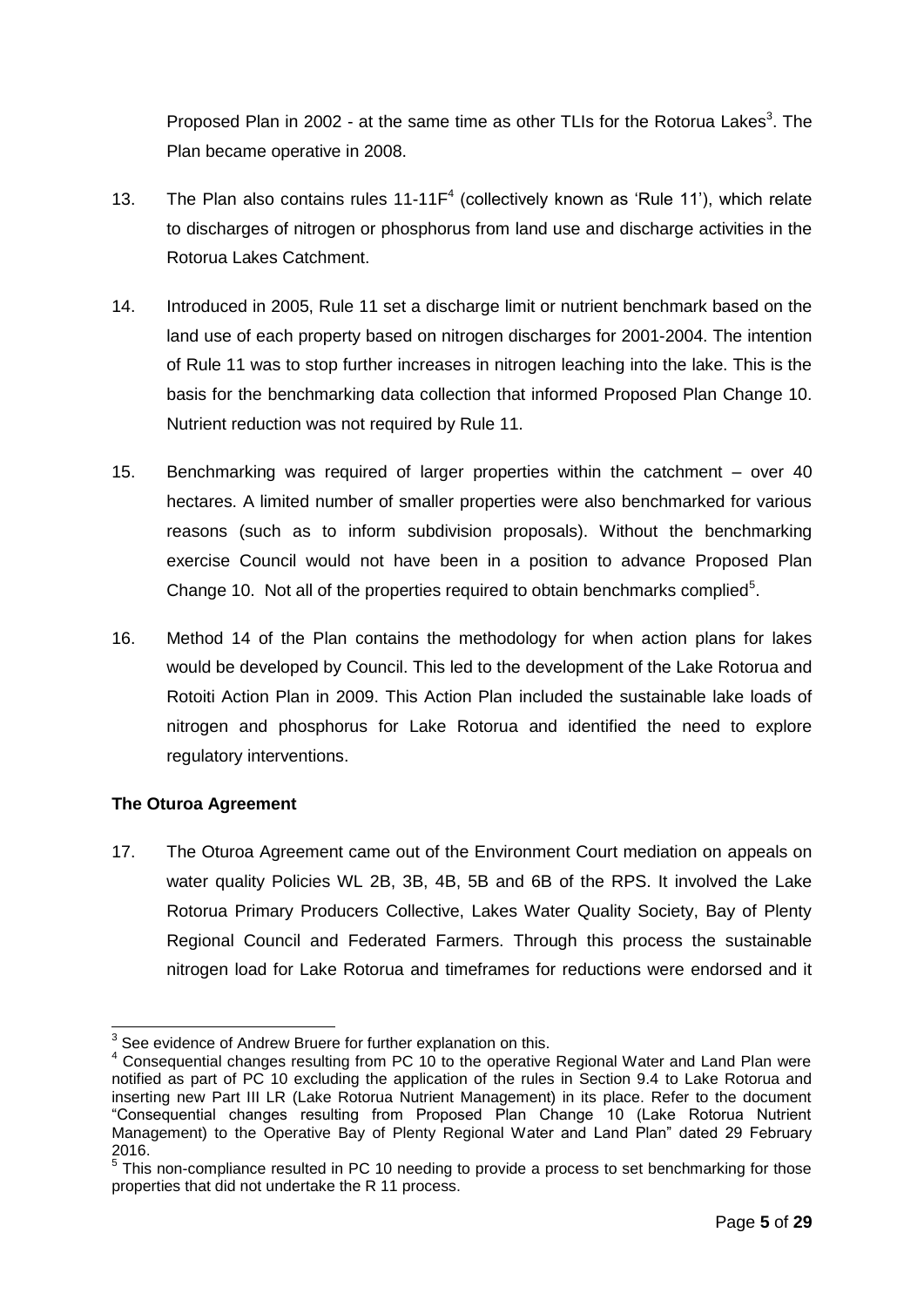Proposed Plan in 2002 - at the same time as other TLIs for the Rotorua Lakes[3]. The Plan became operative in 2008.

13. The Plan also contains rules 11-11F[4] (collectively known as 'Rule 11'), which relate to discharges of nitrogen or phosphorus from land use and discharge activities in the Rotorua Lakes Catchment.

14. Introduced in 2005, Rule 11 set a discharge limit or nutrient benchmark based on the land use of each property based on nitrogen discharges for 2001-2004. The intention of Rule 11 was to stop further increases in nitrogen leaching into the lake. This is the basis for the benchmarking data collection that informed Proposed Plan Change 10. Nutrient reduction was not required by Rule 11.

15. Benchmarking was required of larger properties within the catchment – over 40 hectares. A limited number of smaller properties were also benchmarked for various reasons (such as to inform subdivision proposals). Without the benchmarking exercise Council would not have been in a position to advance Proposed Plan Change 10. Not all of the properties required to obtain benchmarks complied[5].

16. Method 14 of the Plan contains the methodology for when action plans for lakes would be developed by Council. This led to the development of the Lake Rotorua and Rotoiti Action Plan in 2009. This Action Plan included the sustainable lake loads of nitrogen and phosphorus for Lake Rotorua and identified the need to explore regulatory interventions.

**The Oturoa Agreement**

17. The Oturoa Agreement came out of the Environment Court mediation on appeals on water quality Policies WL 2B, 3B, 4B, 5B and 6B of the RPS. It involved the Lake Rotorua Primary Producers Collective, Lakes Water Quality Society, Bay of Plenty Regional Council and Federated Farmers. Through this process the sustainable nitrogen load for Lake Rotorua and timeframes for reductions were endorsed and it

---

[3] See evidence of Andrew Bruere for further explanation on this.

[4] Consequential changes resulting from PC 10 to the operative Regional Water and Land Plan were notified as part of PC 10 excluding the application of the rules in Section 9.4 to Lake Rotorua and inserting new Part III LR (Lake Rotorua Nutrient Management) in its place. Refer to the document "Consequential changes resulting from Proposed Plan Change 10 (Lake Rotorua Nutrient Management) to the Operative Bay of Plenty Regional Water and Land Plan" dated 29 February 2016.

[5] This non-compliance resulted in PC 10 needing to provide a process to set benchmarking for those properties that did not undertake the R 11 process.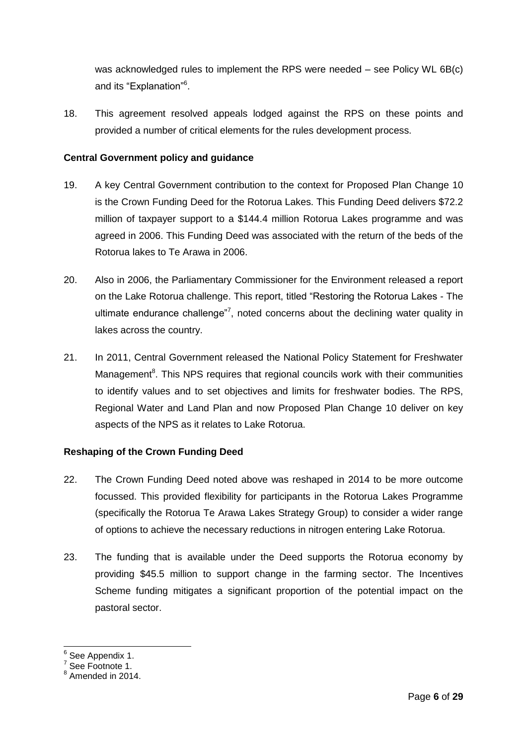was acknowledged rules to implement the RPS were needed – see Policy WL 6B(c) and its "Explanation"[6].

18. This agreement resolved appeals lodged against the RPS on these points and provided a number of critical elements for the rules development process.

**Central Government policy and guidance**

19. A key Central Government contribution to the context for Proposed Plan Change 10 is the Crown Funding Deed for the Rotorua Lakes. This Funding Deed delivers $72.2 million of taxpayer support to a $144.4 million Rotorua Lakes programme and was agreed in 2006. This Funding Deed was associated with the return of the beds of the Rotorua lakes to Te Arawa in 2006.

20. Also in 2006, the Parliamentary Commissioner for the Environment released a report on the Lake Rotorua challenge. This report, titled "Restoring the Rotorua Lakes - The ultimate endurance challenge"[7], noted concerns about the declining water quality in lakes across the country.

21. In 2011, Central Government released the National Policy Statement for Freshwater Management[8]. This NPS requires that regional councils work with their communities to identify values and to set objectives and limits for freshwater bodies. The RPS, Regional Water and Land Plan and now Proposed Plan Change 10 deliver on key aspects of the NPS as it relates to Lake Rotorua.

**Reshaping of the Crown Funding Deed**

22. The Crown Funding Deed noted above was reshaped in 2014 to be more outcome focussed. This provided flexibility for participants in the Rotorua Lakes Programme (specifically the Rotorua Te Arawa Lakes Strategy Group) to consider a wider range of options to achieve the necessary reductions in nitrogen entering Lake Rotorua.

23. The funding that is available under the Deed supports the Rotorua economy by providing $45.5 million to support change in the farming sector. The Incentives Scheme funding mitigates a significant proportion of the potential impact on the pastoral sector.

---

[6] See Appendix 1.
[7] See Footnote 1.
[8] Amended in 2014.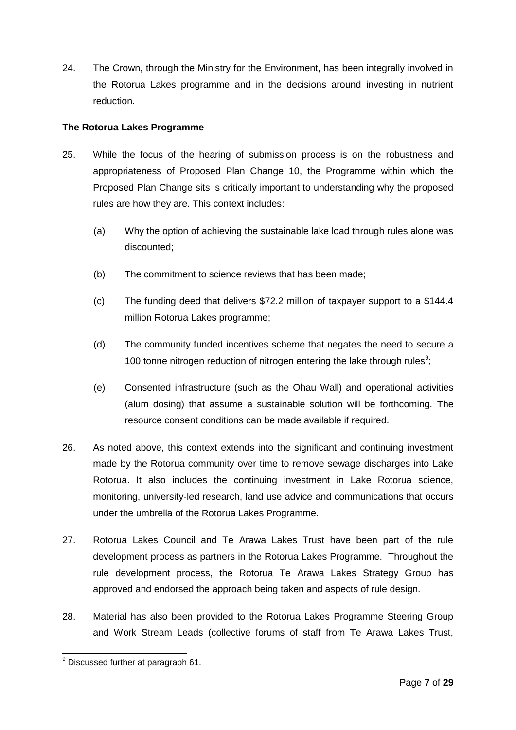24. The Crown, through the Ministry for the Environment, has been integrally involved in the Rotorua Lakes programme and in the decisions around investing in nutrient reduction.

**The Rotorua Lakes Programme**

25. While the focus of the hearing of submission process is on the robustness and appropriateness of Proposed Plan Change 10, the Programme within which the Proposed Plan Change sits is critically important to understanding why the proposed rules are how they are. This context includes:

    (a) Why the option of achieving the sustainable lake load through rules alone was discounted;

    (b) The commitment to science reviews that has been made;

    (c) The funding deed that delivers $72.2 million of taxpayer support to a $144.4 million Rotorua Lakes programme;

    (d) The community funded incentives scheme that negates the need to secure a 100 tonne nitrogen reduction of nitrogen entering the lake through rules[9];

    (e) Consented infrastructure (such as the Ohau Wall) and operational activities (alum dosing) that assume a sustainable solution will be forthcoming. The resource consent conditions can be made available if required.

26. As noted above, this context extends into the significant and continuing investment made by the Rotorua community over time to remove sewage discharges into Lake Rotorua. It also includes the continuing investment in Lake Rotorua science, monitoring, university-led research, land use advice and communications that occurs under the umbrella of the Rotorua Lakes Programme.

27. Rotorua Lakes Council and Te Arawa Lakes Trust have been part of the rule development process as partners in the Rotorua Lakes Programme. Throughout the rule development process, the Rotorua Te Arawa Lakes Strategy Group has approved and endorsed the approach being taken and aspects of rule design.

28. Material has also been provided to the Rotorua Lakes Programme Steering Group and Work Stream Leads (collective forums of staff from Te Arawa Lakes Trust,

[9] Discussed further at paragraph 61.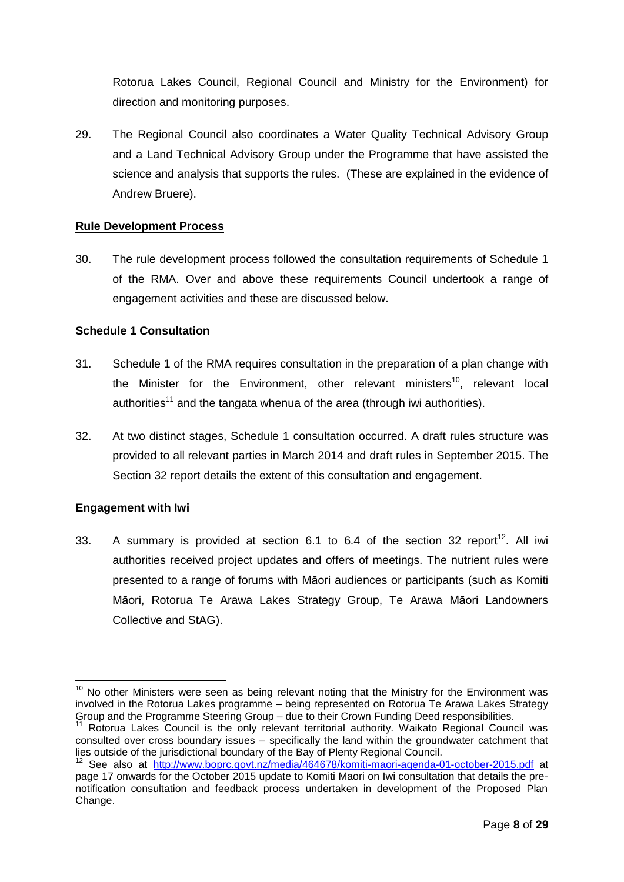Rotorua Lakes Council, Regional Council and Ministry for the Environment) for direction and monitoring purposes.

29. The Regional Council also coordinates a Water Quality Technical Advisory Group and a Land Technical Advisory Group under the Programme that have assisted the science and analysis that supports the rules. (These are explained in the evidence of Andrew Bruere).

**Rule Development Process**

30. The rule development process followed the consultation requirements of Schedule 1 of the RMA. Over and above these requirements Council undertook a range of engagement activities and these are discussed below.

**Schedule 1 Consultation**

31. Schedule 1 of the RMA requires consultation in the preparation of a plan change with the Minister for the Environment, other relevant ministers[10], relevant local authorities[11] and the tangata whenua of the area (through iwi authorities).

32. At two distinct stages, Schedule 1 consultation occurred. A draft rules structure was provided to all relevant parties in March 2014 and draft rules in September 2015. The Section 32 report details the extent of this consultation and engagement.

**Engagement with Iwi**

33. A summary is provided at section 6.1 to 6.4 of the section 32 report[12]. All iwi authorities received project updates and offers of meetings. The nutrient rules were presented to a range of forums with Māori audiences or participants (such as Komiti Māori, Rotorua Te Arawa Lakes Strategy Group, Te Arawa Māori Landowners Collective and StAG).

---

[10] No other Ministers were seen as being relevant noting that the Ministry for the Environment was involved in the Rotorua Lakes programme – being represented on Rotorua Te Arawa Lakes Strategy Group and the Programme Steering Group – due to their Crown Funding Deed responsibilities.

[11] Rotorua Lakes Council is the only relevant territorial authority. Waikato Regional Council was consulted over cross boundary issues – specifically the land within the groundwater catchment that lies outside of the jurisdictional boundary of the Bay of Plenty Regional Council.

[12] See also at http://www.boprc.govt.nz/media/464678/komiti-maori-agenda-01-october-2015.pdf at page 17 onwards for the October 2015 update to Komiti Maori on Iwi consultation that details the pre-notification consultation and feedback process undertaken in development of the Proposed Plan Change.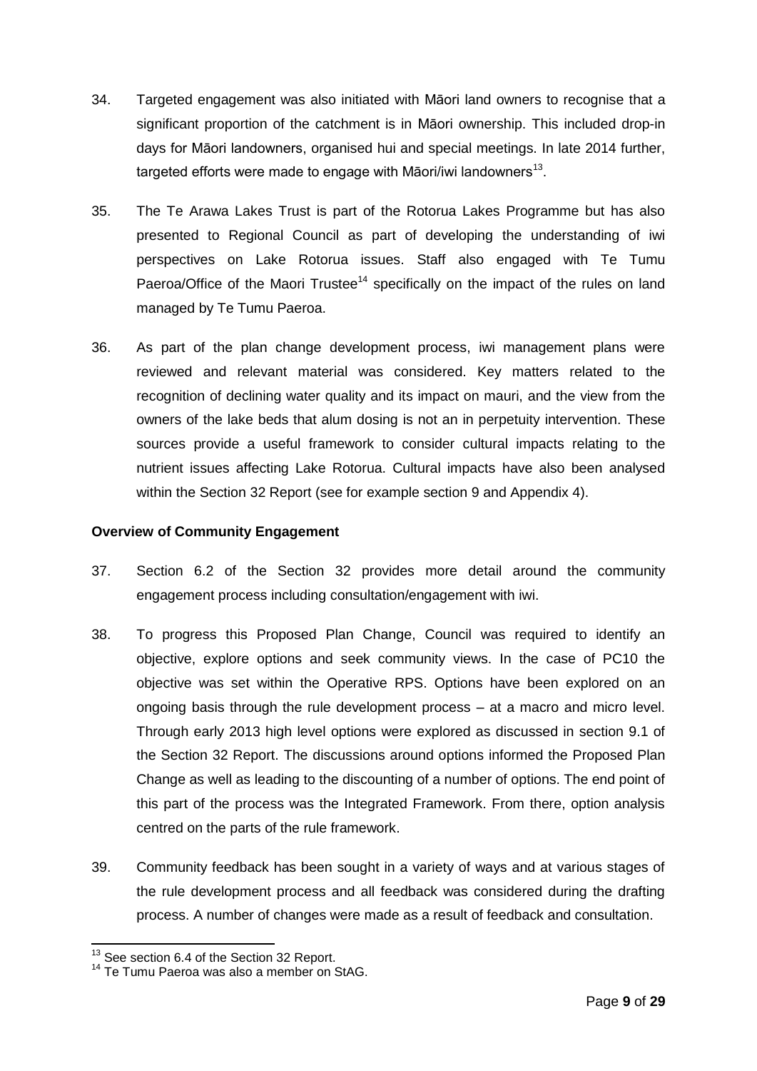34. Targeted engagement was also initiated with Māori land owners to recognise that a significant proportion of the catchment is in Māori ownership. This included drop-in days for Māori landowners, organised hui and special meetings. In late 2014 further, targeted efforts were made to engage with Māori/iwi landowners[13].

35. The Te Arawa Lakes Trust is part of the Rotorua Lakes Programme but has also presented to Regional Council as part of developing the understanding of iwi perspectives on Lake Rotorua issues. Staff also engaged with Te Tumu Paeroa/Office of the Maori Trustee[14] specifically on the impact of the rules on land managed by Te Tumu Paeroa.

36. As part of the plan change development process, iwi management plans were reviewed and relevant material was considered. Key matters related to the recognition of declining water quality and its impact on mauri, and the view from the owners of the lake beds that alum dosing is not an in perpetuity intervention. These sources provide a useful framework to consider cultural impacts relating to the nutrient issues affecting Lake Rotorua. Cultural impacts have also been analysed within the Section 32 Report (see for example section 9 and Appendix 4).

**Overview of Community Engagement**

37. Section 6.2 of the Section 32 provides more detail around the community engagement process including consultation/engagement with iwi.

38. To progress this Proposed Plan Change, Council was required to identify an objective, explore options and seek community views. In the case of PC10 the objective was set within the Operative RPS. Options have been explored on an ongoing basis through the rule development process – at a macro and micro level. Through early 2013 high level options were explored as discussed in section 9.1 of the Section 32 Report. The discussions around options informed the Proposed Plan Change as well as leading to the discounting of a number of options. The end point of this part of the process was the Integrated Framework. From there, option analysis centred on the parts of the rule framework.

39. Community feedback has been sought in a variety of ways and at various stages of the rule development process and all feedback was considered during the drafting process. A number of changes were made as a result of feedback and consultation.

---

[13] See section 6.4 of the Section 32 Report.

[14] Te Tumu Paeroa was also a member on StAG.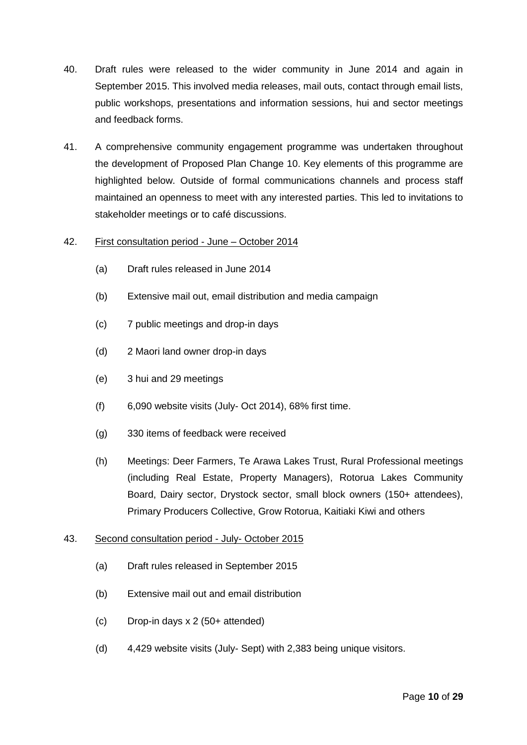40. Draft rules were released to the wider community in June 2014 and again in September 2015. This involved media releases, mail outs, contact through email lists, public workshops, presentations and information sessions, hui and sector meetings and feedback forms.

41. A comprehensive community engagement programme was undertaken throughout the development of Proposed Plan Change 10. Key elements of this programme are highlighted below. Outside of formal communications channels and process staff maintained an openness to meet with any interested parties. This led to invitations to stakeholder meetings or to café discussions.

42. <u>First consultation period - June – October 2014</u>

    (a) Draft rules released in June 2014

    (b) Extensive mail out, email distribution and media campaign

    (c) 7 public meetings and drop-in days

    (d) 2 Maori land owner drop-in days

    (e) 3 hui and 29 meetings

    (f) 6,090 website visits (July- Oct 2014), 68% first time.

    (g) 330 items of feedback were received

    (h) Meetings: Deer Farmers, Te Arawa Lakes Trust, Rural Professional meetings (including Real Estate, Property Managers), Rotorua Lakes Community Board, Dairy sector, Drystock sector, small block owners (150+ attendees), Primary Producers Collective, Grow Rotorua, Kaitiaki Kiwi and others

43. <u>Second consultation period - July- October 2015</u>

    (a) Draft rules released in September 2015

    (b) Extensive mail out and email distribution

    (c) Drop-in days x 2 (50+ attended)

    (d) 4,429 website visits (July- Sept) with 2,383 being unique visitors.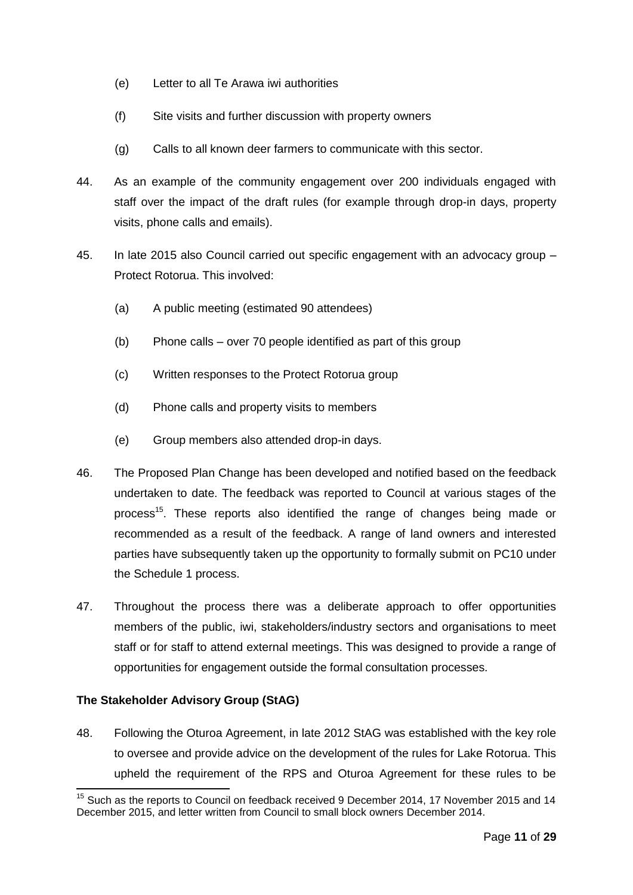(e) Letter to all Te Arawa iwi authorities

(f) Site visits and further discussion with property owners

(g) Calls to all known deer farmers to communicate with this sector.

44. As an example of the community engagement over 200 individuals engaged with staff over the impact of the draft rules (for example through drop-in days, property visits, phone calls and emails).

45. In late 2015 also Council carried out specific engagement with an advocacy group – Protect Rotorua. This involved:

    (a) A public meeting (estimated 90 attendees)

    (b) Phone calls – over 70 people identified as part of this group

    (c) Written responses to the Protect Rotorua group

    (d) Phone calls and property visits to members

    (e) Group members also attended drop-in days.

46. The Proposed Plan Change has been developed and notified based on the feedback undertaken to date. The feedback was reported to Council at various stages of the process[15]. These reports also identified the range of changes being made or recommended as a result of the feedback. A range of land owners and interested parties have subsequently taken up the opportunity to formally submit on PC10 under the Schedule 1 process.

47. Throughout the process there was a deliberate approach to offer opportunities members of the public, iwi, stakeholders/industry sectors and organisations to meet staff or for staff to attend external meetings. This was designed to provide a range of opportunities for engagement outside the formal consultation processes.

**The Stakeholder Advisory Group (StAG)**

48. Following the Oturoa Agreement, in late 2012 StAG was established with the key role to oversee and provide advice on the development of the rules for Lake Rotorua. This upheld the requirement of the RPS and Oturoa Agreement for these rules to be

---

[15] Such as the reports to Council on feedback received 9 December 2014, 17 November 2015 and 14 December 2015, and letter written from Council to small block owners December 2014.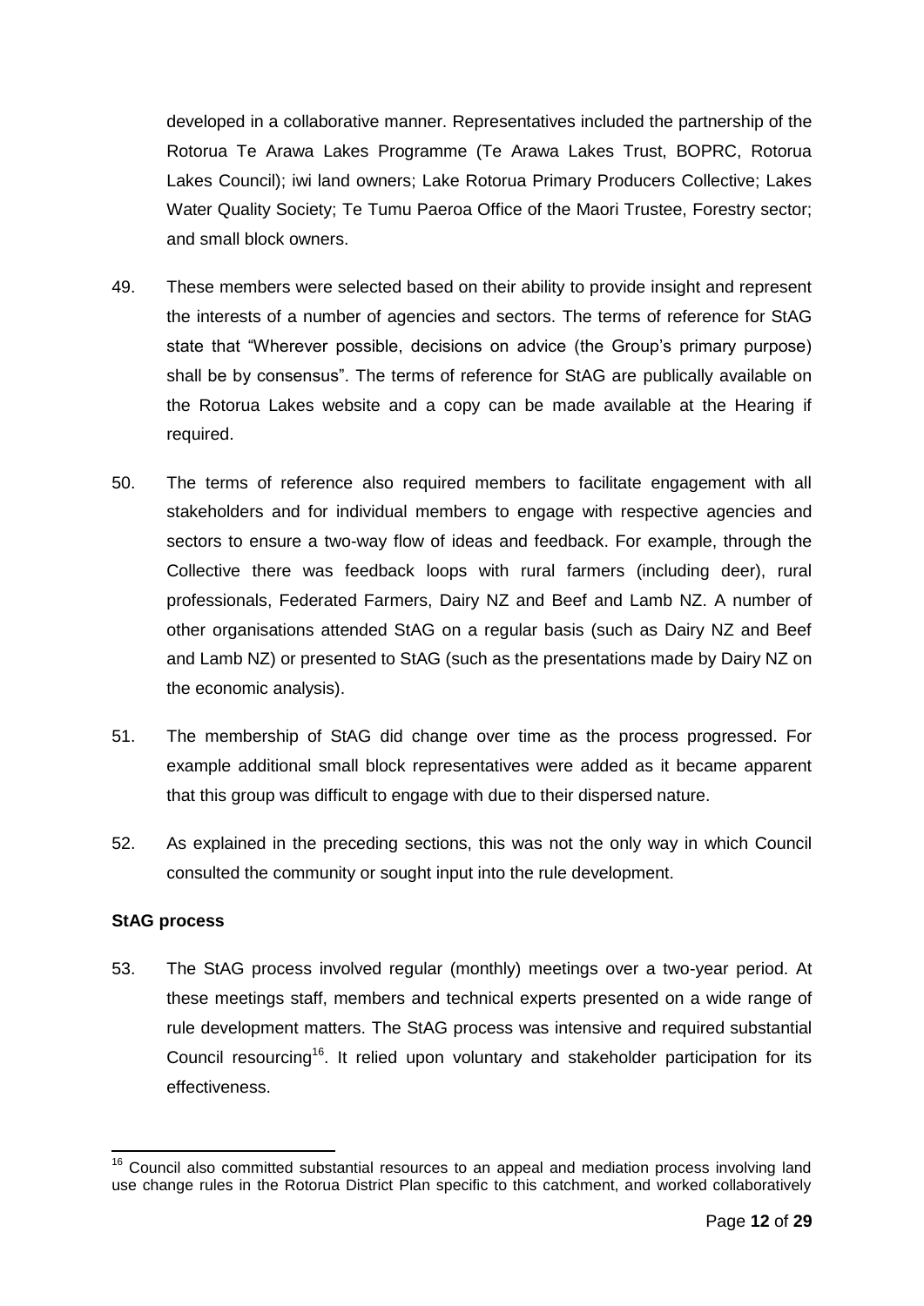developed in a collaborative manner. Representatives included the partnership of the Rotorua Te Arawa Lakes Programme (Te Arawa Lakes Trust, BOPRC, Rotorua Lakes Council); iwi land owners; Lake Rotorua Primary Producers Collective; Lakes Water Quality Society; Te Tumu Paeroa Office of the Maori Trustee, Forestry sector; and small block owners.

49. These members were selected based on their ability to provide insight and represent the interests of a number of agencies and sectors. The terms of reference for StAG state that "Wherever possible, decisions on advice (the Group's primary purpose) shall be by consensus". The terms of reference for StAG are publically available on the Rotorua Lakes website and a copy can be made available at the Hearing if required.

50. The terms of reference also required members to facilitate engagement with all stakeholders and for individual members to engage with respective agencies and sectors to ensure a two-way flow of ideas and feedback. For example, through the Collective there was feedback loops with rural farmers (including deer), rural professionals, Federated Farmers, Dairy NZ and Beef and Lamb NZ. A number of other organisations attended StAG on a regular basis (such as Dairy NZ and Beef and Lamb NZ) or presented to StAG (such as the presentations made by Dairy NZ on the economic analysis).

51. The membership of StAG did change over time as the process progressed. For example additional small block representatives were added as it became apparent that this group was difficult to engage with due to their dispersed nature.

52. As explained in the preceding sections, this was not the only way in which Council consulted the community or sought input into the rule development.

**StAG process**

53. The StAG process involved regular (monthly) meetings over a two-year period. At these meetings staff, members and technical experts presented on a wide range of rule development matters. The StAG process was intensive and required substantial Council resourcing[16]. It relied upon voluntary and stakeholder participation for its effectiveness.

---

[16] Council also committed substantial resources to an appeal and mediation process involving land use change rules in the Rotorua District Plan specific to this catchment, and worked collaboratively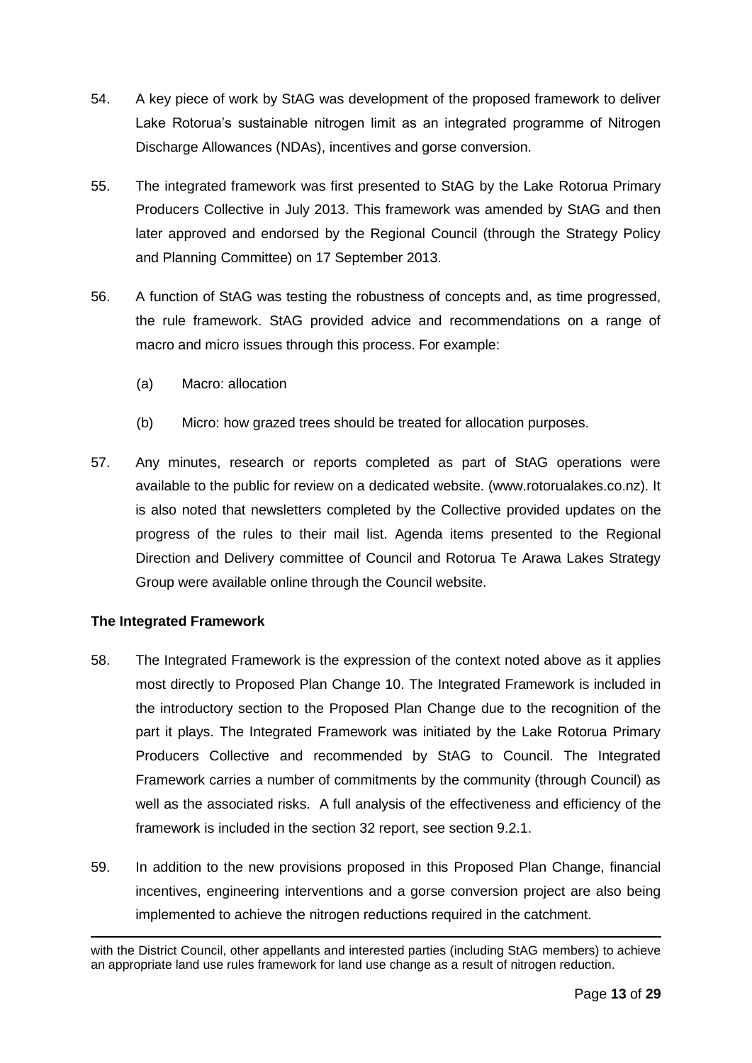54. A key piece of work by StAG was development of the proposed framework to deliver Lake Rotorua's sustainable nitrogen limit as an integrated programme of Nitrogen Discharge Allowances (NDAs), incentives and gorse conversion.

55. The integrated framework was first presented to StAG by the Lake Rotorua Primary Producers Collective in July 2013. This framework was amended by StAG and then later approved and endorsed by the Regional Council (through the Strategy Policy and Planning Committee) on 17 September 2013.

56. A function of StAG was testing the robustness of concepts and, as time progressed, the rule framework. StAG provided advice and recommendations on a range of macro and micro issues through this process. For example:

    (a) Macro: allocation

    (b) Micro: how grazed trees should be treated for allocation purposes.

57. Any minutes, research or reports completed as part of StAG operations were available to the public for review on a dedicated website. (www.rotorualakes.co.nz). It is also noted that newsletters completed by the Collective provided updates on the progress of the rules to their mail list. Agenda items presented to the Regional Direction and Delivery committee of Council and Rotorua Te Arawa Lakes Strategy Group were available online through the Council website.

**The Integrated Framework**

58. The Integrated Framework is the expression of the context noted above as it applies most directly to Proposed Plan Change 10. The Integrated Framework is included in the introductory section to the Proposed Plan Change due to the recognition of the part it plays. The Integrated Framework was initiated by the Lake Rotorua Primary Producers Collective and recommended by StAG to Council. The Integrated Framework carries a number of commitments by the community (through Council) as well as the associated risks. A full analysis of the effectiveness and efficiency of the framework is included in the section 32 report, see section 9.2.1.

59. In addition to the new provisions proposed in this Proposed Plan Change, financial incentives, engineering interventions and a gorse conversion project are also being implemented to achieve the nitrogen reductions required in the catchment.

---

with the District Council, other appellants and interested parties (including StAG members) to achieve an appropriate land use rules framework for land use change as a result of nitrogen reduction.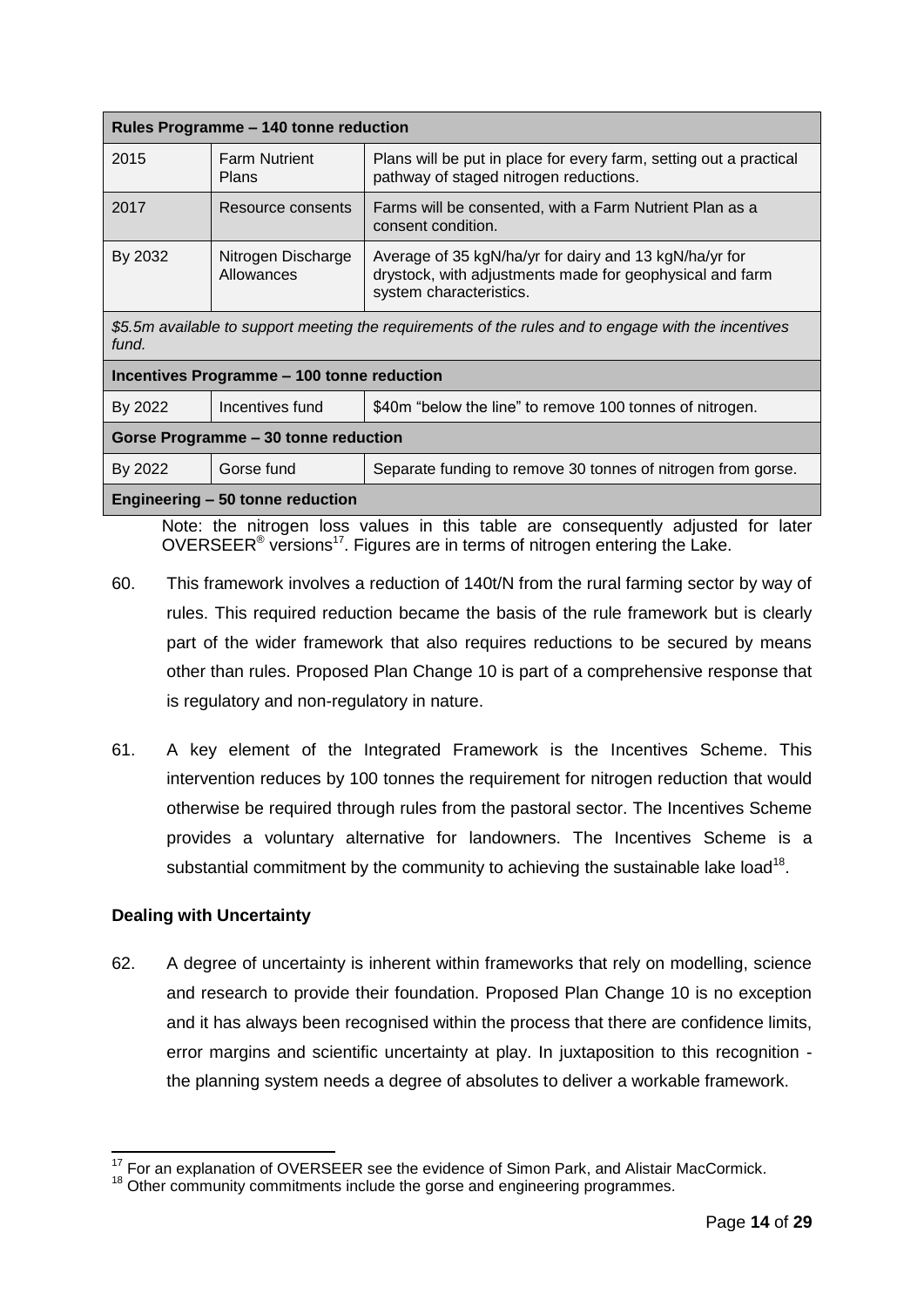| Rules Programme – 140 tonne reduction | | |
|---|---|---|
| 2015 | Farm Nutrient Plans | Plans will be put in place for every farm, setting out a practical pathway of staged nitrogen reductions. |
| 2017 | Resource consents | Farms will be consented, with a Farm Nutrient Plan as a consent condition. |
| By 2032 | Nitrogen Discharge Allowances | Average of 35 kgN/ha/yr for dairy and 13 kgN/ha/yr for drystock, with adjustments made for geophysical and farm system characteristics. |
| *$5.5m available to support meeting the requirements of the rules and to engage with the incentives fund.* | | |
| **Incentives Programme – 100 tonne reduction** | | |
| By 2022 | Incentives fund | $40m "below the line" to remove 100 tonnes of nitrogen. |
| **Gorse Programme – 30 tonne reduction** | | |
| By 2022 | Gorse fund | Separate funding to remove 30 tonnes of nitrogen from gorse. |
| **Engineering – 50 tonne reduction** | | |

Note: the nitrogen loss values in this table are consequently adjusted for later OVERSEER® versions[17]. Figures are in terms of nitrogen entering the Lake.

60. This framework involves a reduction of 140t/N from the rural farming sector by way of rules. This required reduction became the basis of the rule framework but is clearly part of the wider framework that also requires reductions to be secured by means other than rules. Proposed Plan Change 10 is part of a comprehensive response that is regulatory and non-regulatory in nature.

61. A key element of the Integrated Framework is the Incentives Scheme. This intervention reduces by 100 tonnes the requirement for nitrogen reduction that would otherwise be required through rules from the pastoral sector. The Incentives Scheme provides a voluntary alternative for landowners. The Incentives Scheme is a substantial commitment by the community to achieving the sustainable lake load[18].

### Dealing with Uncertainty

62. A degree of uncertainty is inherent within frameworks that rely on modelling, science and research to provide their foundation. Proposed Plan Change 10 is no exception and it has always been recognised within the process that there are confidence limits, error margins and scientific uncertainty at play. In juxtaposition to this recognition - the planning system needs a degree of absolutes to deliver a workable framework.

[17] For an explanation of OVERSEER see the evidence of Simon Park, and Alistair MacCormick.

[18] Other community commitments include the gorse and engineering programmes.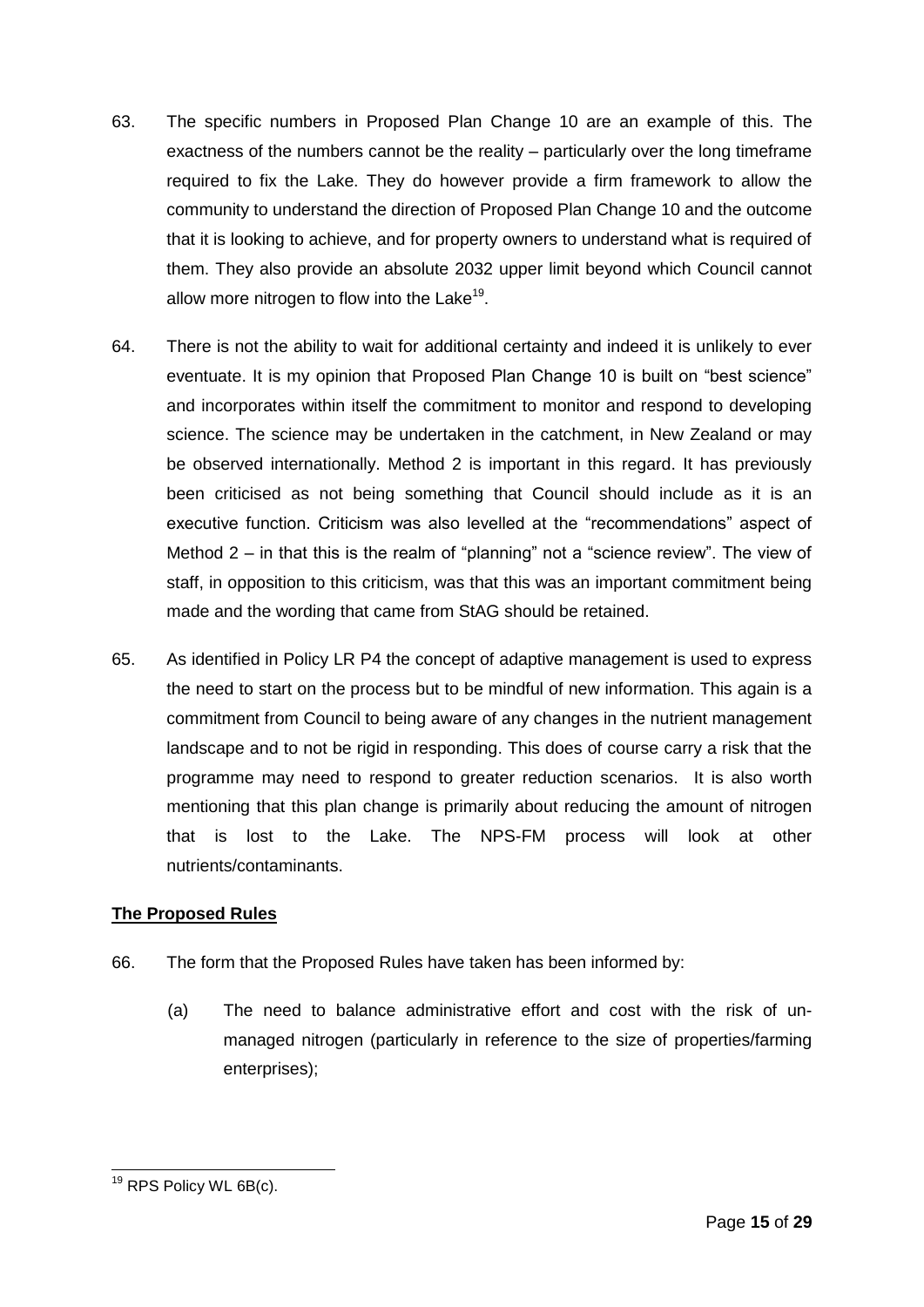63. The specific numbers in Proposed Plan Change 10 are an example of this. The exactness of the numbers cannot be the reality – particularly over the long timeframe required to fix the Lake. They do however provide a firm framework to allow the community to understand the direction of Proposed Plan Change 10 and the outcome that it is looking to achieve, and for property owners to understand what is required of them. They also provide an absolute 2032 upper limit beyond which Council cannot allow more nitrogen to flow into the Lake[19].

64. There is not the ability to wait for additional certainty and indeed it is unlikely to ever eventuate. It is my opinion that Proposed Plan Change 10 is built on "best science" and incorporates within itself the commitment to monitor and respond to developing science. The science may be undertaken in the catchment, in New Zealand or may be observed internationally. Method 2 is important in this regard. It has previously been criticised as not being something that Council should include as it is an executive function. Criticism was also levelled at the "recommendations" aspect of Method 2 – in that this is the realm of "planning" not a "science review". The view of staff, in opposition to this criticism, was that this was an important commitment being made and the wording that came from StAG should be retained.

65. As identified in Policy LR P4 the concept of adaptive management is used to express the need to start on the process but to be mindful of new information. This again is a commitment from Council to being aware of any changes in the nutrient management landscape and to not be rigid in responding. This does of course carry a risk that the programme may need to respond to greater reduction scenarios. It is also worth mentioning that this plan change is primarily about reducing the amount of nitrogen that is lost to the Lake. The NPS-FM process will look at other nutrients/contaminants.

**The Proposed Rules**

66. The form that the Proposed Rules have taken has been informed by:

    (a) The need to balance administrative effort and cost with the risk of un-managed nitrogen (particularly in reference to the size of properties/farming enterprises);

[19] RPS Policy WL 6B(c).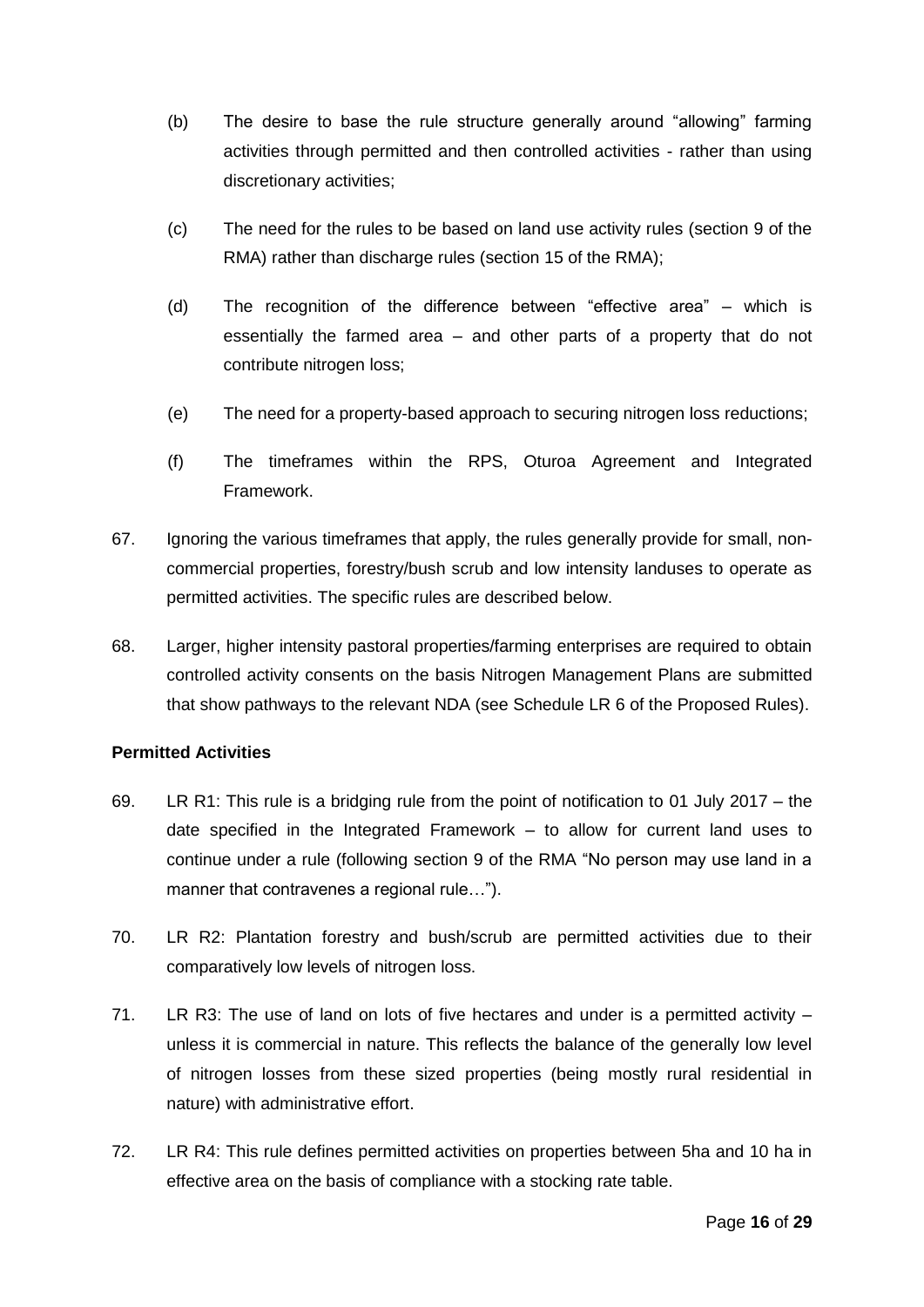(b) The desire to base the rule structure generally around "allowing" farming activities through permitted and then controlled activities - rather than using discretionary activities;

(c) The need for the rules to be based on land use activity rules (section 9 of the RMA) rather than discharge rules (section 15 of the RMA);

(d) The recognition of the difference between "effective area" – which is essentially the farmed area – and other parts of a property that do not contribute nitrogen loss;

(e) The need for a property-based approach to securing nitrogen loss reductions;

(f) The timeframes within the RPS, Oturoa Agreement and Integrated Framework.

67. Ignoring the various timeframes that apply, the rules generally provide for small, non-commercial properties, forestry/bush scrub and low intensity landuses to operate as permitted activities. The specific rules are described below.

68. Larger, higher intensity pastoral properties/farming enterprises are required to obtain controlled activity consents on the basis Nitrogen Management Plans are submitted that show pathways to the relevant NDA (see Schedule LR 6 of the Proposed Rules).

**Permitted Activities**

69. LR R1: This rule is a bridging rule from the point of notification to 01 July 2017 – the date specified in the Integrated Framework – to allow for current land uses to continue under a rule (following section 9 of the RMA "No person may use land in a manner that contravenes a regional rule…").

70. LR R2: Plantation forestry and bush/scrub are permitted activities due to their comparatively low levels of nitrogen loss.

71. LR R3: The use of land on lots of five hectares and under is a permitted activity – unless it is commercial in nature. This reflects the balance of the generally low level of nitrogen losses from these sized properties (being mostly rural residential in nature) with administrative effort.

72. LR R4: This rule defines permitted activities on properties between 5ha and 10 ha in effective area on the basis of compliance with a stocking rate table.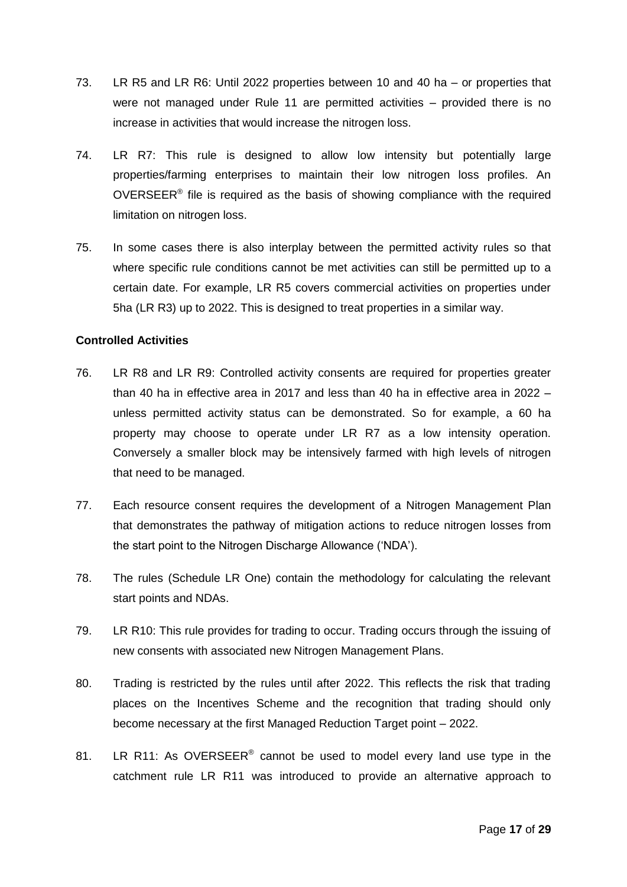73. LR R5 and LR R6: Until 2022 properties between 10 and 40 ha – or properties that were not managed under Rule 11 are permitted activities – provided there is no increase in activities that would increase the nitrogen loss.

74. LR R7: This rule is designed to allow low intensity but potentially large properties/farming enterprises to maintain their low nitrogen loss profiles. An OVERSEER® file is required as the basis of showing compliance with the required limitation on nitrogen loss.

75. In some cases there is also interplay between the permitted activity rules so that where specific rule conditions cannot be met activities can still be permitted up to a certain date. For example, LR R5 covers commercial activities on properties under 5ha (LR R3) up to 2022. This is designed to treat properties in a similar way.

**Controlled Activities**

76. LR R8 and LR R9: Controlled activity consents are required for properties greater than 40 ha in effective area in 2017 and less than 40 ha in effective area in 2022 – unless permitted activity status can be demonstrated. So for example, a 60 ha property may choose to operate under LR R7 as a low intensity operation. Conversely a smaller block may be intensively farmed with high levels of nitrogen that need to be managed.

77. Each resource consent requires the development of a Nitrogen Management Plan that demonstrates the pathway of mitigation actions to reduce nitrogen losses from the start point to the Nitrogen Discharge Allowance ('NDA').

78. The rules (Schedule LR One) contain the methodology for calculating the relevant start points and NDAs.

79. LR R10: This rule provides for trading to occur. Trading occurs through the issuing of new consents with associated new Nitrogen Management Plans.

80. Trading is restricted by the rules until after 2022. This reflects the risk that trading places on the Incentives Scheme and the recognition that trading should only become necessary at the first Managed Reduction Target point – 2022.

81. LR R11: As OVERSEER® cannot be used to model every land use type in the catchment rule LR R11 was introduced to provide an alternative approach to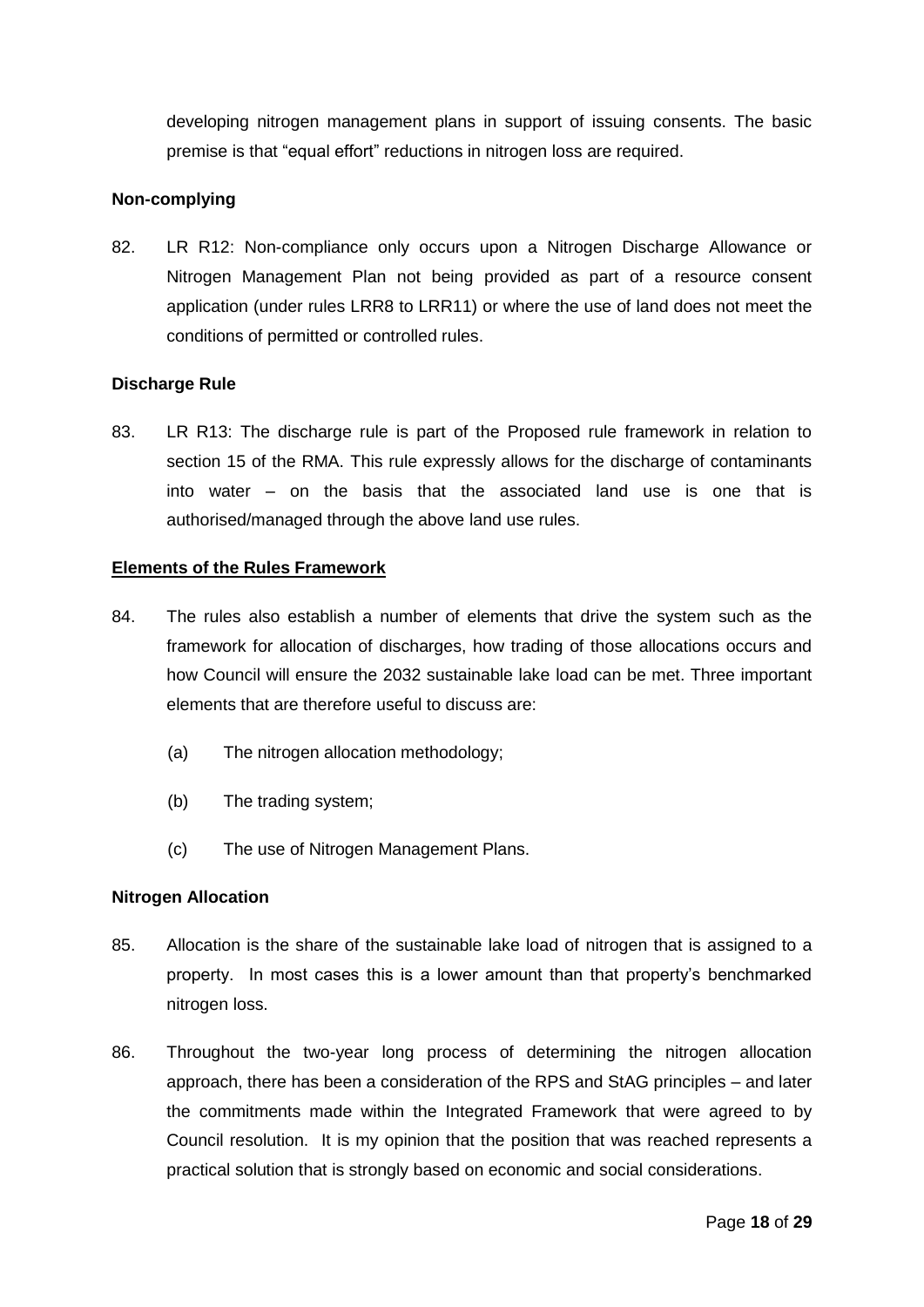developing nitrogen management plans in support of issuing consents. The basic premise is that "equal effort" reductions in nitrogen loss are required.

**Non-complying**

82. LR R12: Non-compliance only occurs upon a Nitrogen Discharge Allowance or Nitrogen Management Plan not being provided as part of a resource consent application (under rules LRR8 to LRR11) or where the use of land does not meet the conditions of permitted or controlled rules.

**Discharge Rule**

83. LR R13: The discharge rule is part of the Proposed rule framework in relation to section 15 of the RMA. This rule expressly allows for the discharge of contaminants into water – on the basis that the associated land use is one that is authorised/managed through the above land use rules.

**Elements of the Rules Framework**

84. The rules also establish a number of elements that drive the system such as the framework for allocation of discharges, how trading of those allocations occurs and how Council will ensure the 2032 sustainable lake load can be met. Three important elements that are therefore useful to discuss are:

    (a) The nitrogen allocation methodology;

    (b) The trading system;

    (c) The use of Nitrogen Management Plans.

**Nitrogen Allocation**

85. Allocation is the share of the sustainable lake load of nitrogen that is assigned to a property. In most cases this is a lower amount than that property's benchmarked nitrogen loss.

86. Throughout the two-year long process of determining the nitrogen allocation approach, there has been a consideration of the RPS and StAG principles – and later the commitments made within the Integrated Framework that were agreed to by Council resolution. It is my opinion that the position that was reached represents a practical solution that is strongly based on economic and social considerations.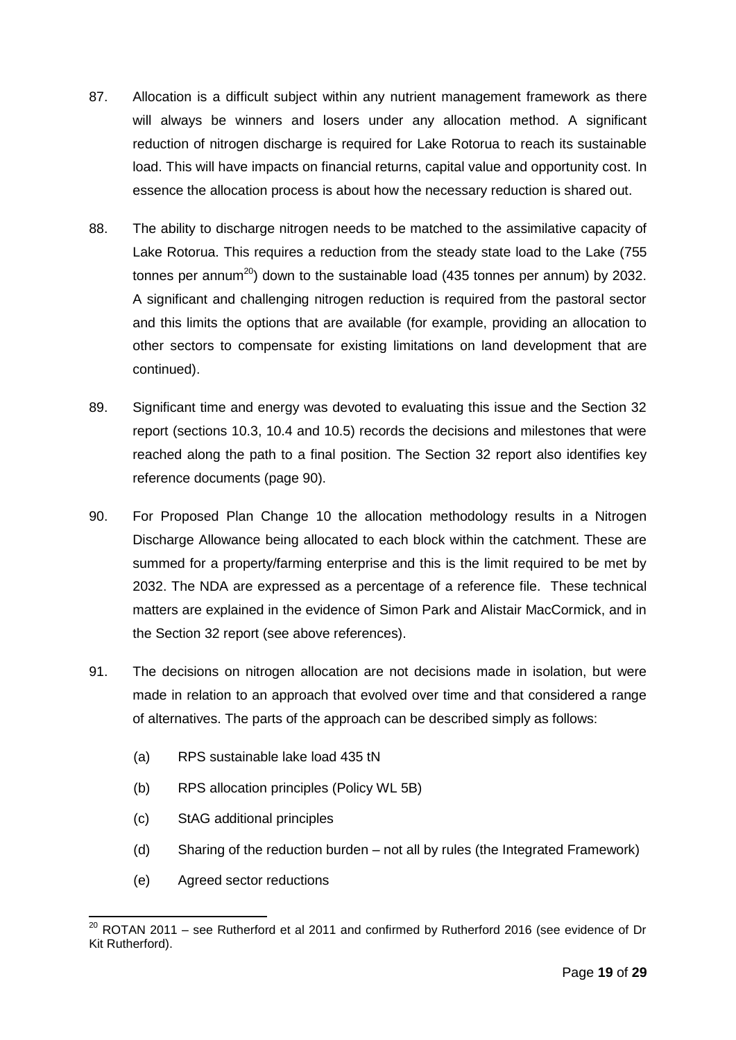87. Allocation is a difficult subject within any nutrient management framework as there will always be winners and losers under any allocation method. A significant reduction of nitrogen discharge is required for Lake Rotorua to reach its sustainable load. This will have impacts on financial returns, capital value and opportunity cost. In essence the allocation process is about how the necessary reduction is shared out.

88. The ability to discharge nitrogen needs to be matched to the assimilative capacity of Lake Rotorua. This requires a reduction from the steady state load to the Lake (755 tonnes per annum[20]) down to the sustainable load (435 tonnes per annum) by 2032. A significant and challenging nitrogen reduction is required from the pastoral sector and this limits the options that are available (for example, providing an allocation to other sectors to compensate for existing limitations on land development that are continued).

89. Significant time and energy was devoted to evaluating this issue and the Section 32 report (sections 10.3, 10.4 and 10.5) records the decisions and milestones that were reached along the path to a final position. The Section 32 report also identifies key reference documents (page 90).

90. For Proposed Plan Change 10 the allocation methodology results in a Nitrogen Discharge Allowance being allocated to each block within the catchment. These are summed for a property/farming enterprise and this is the limit required to be met by 2032. The NDA are expressed as a percentage of a reference file. These technical matters are explained in the evidence of Simon Park and Alistair MacCormick, and in the Section 32 report (see above references).

91. The decisions on nitrogen allocation are not decisions made in isolation, but were made in relation to an approach that evolved over time and that considered a range of alternatives. The parts of the approach can be described simply as follows:

    (a) RPS sustainable lake load 435 tN

    (b) RPS allocation principles (Policy WL 5B)

    (c) StAG additional principles

    (d) Sharing of the reduction burden – not all by rules (the Integrated Framework)

    (e) Agreed sector reductions

[20] ROTAN 2011 – see Rutherford et al 2011 and confirmed by Rutherford 2016 (see evidence of Dr Kit Rutherford).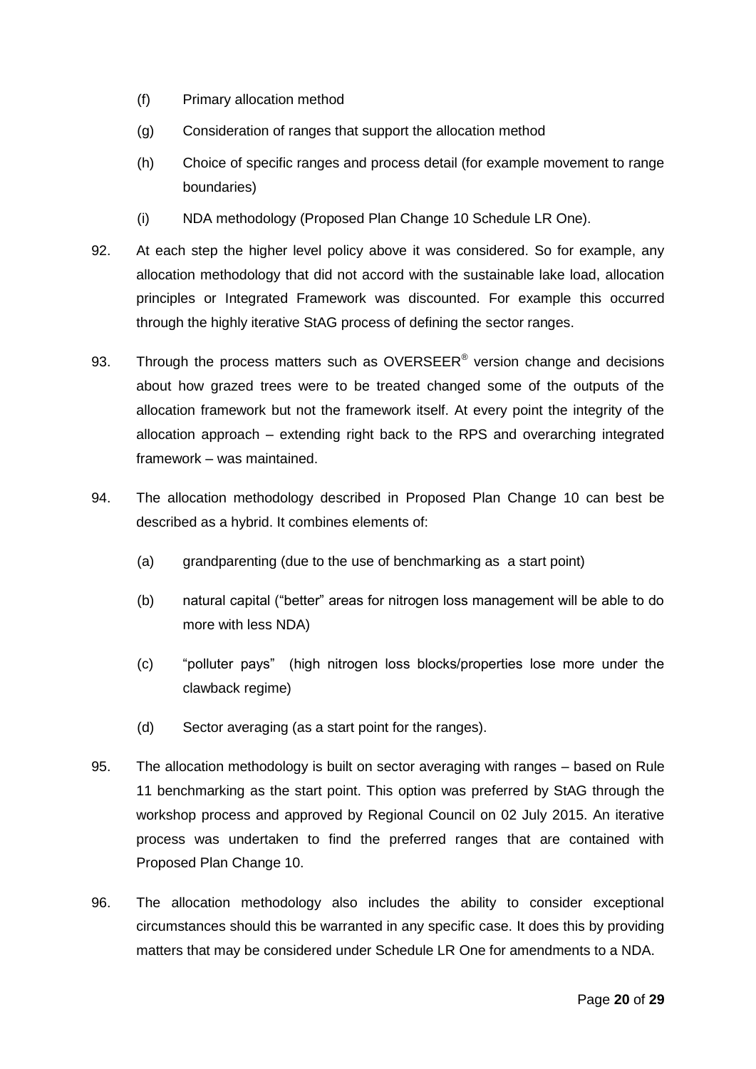(f) Primary allocation method

(g) Consideration of ranges that support the allocation method

(h) Choice of specific ranges and process detail (for example movement to range boundaries)

(i) NDA methodology (Proposed Plan Change 10 Schedule LR One).

92. At each step the higher level policy above it was considered. So for example, any allocation methodology that did not accord with the sustainable lake load, allocation principles or Integrated Framework was discounted. For example this occurred through the highly iterative StAG process of defining the sector ranges.

93. Through the process matters such as OVERSEER® version change and decisions about how grazed trees were to be treated changed some of the outputs of the allocation framework but not the framework itself. At every point the integrity of the allocation approach – extending right back to the RPS and overarching integrated framework – was maintained.

94. The allocation methodology described in Proposed Plan Change 10 can best be described as a hybrid. It combines elements of:

(a) grandparenting (due to the use of benchmarking as a start point)

(b) natural capital ("better" areas for nitrogen loss management will be able to do more with less NDA)

(c) "polluter pays" (high nitrogen loss blocks/properties lose more under the clawback regime)

(d) Sector averaging (as a start point for the ranges).

95. The allocation methodology is built on sector averaging with ranges – based on Rule 11 benchmarking as the start point. This option was preferred by StAG through the workshop process and approved by Regional Council on 02 July 2015. An iterative process was undertaken to find the preferred ranges that are contained with Proposed Plan Change 10.

96. The allocation methodology also includes the ability to consider exceptional circumstances should this be warranted in any specific case. It does this by providing matters that may be considered under Schedule LR One for amendments to a NDA.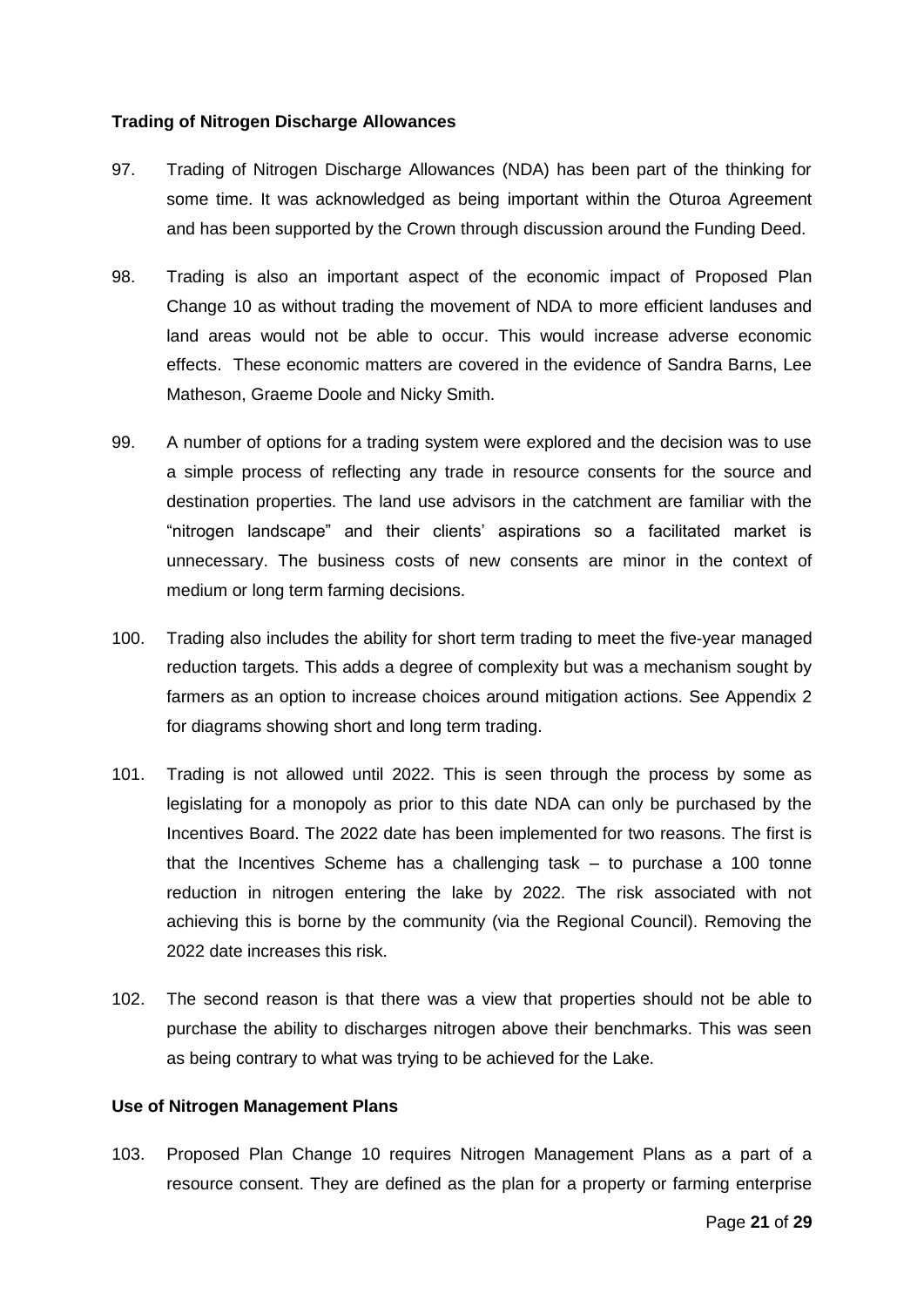**Trading of Nitrogen Discharge Allowances**

97. Trading of Nitrogen Discharge Allowances (NDA) has been part of the thinking for some time. It was acknowledged as being important within the Oturoa Agreement and has been supported by the Crown through discussion around the Funding Deed.

98. Trading is also an important aspect of the economic impact of Proposed Plan Change 10 as without trading the movement of NDA to more efficient landuses and land areas would not be able to occur. This would increase adverse economic effects. These economic matters are covered in the evidence of Sandra Barns, Lee Matheson, Graeme Doole and Nicky Smith.

99. A number of options for a trading system were explored and the decision was to use a simple process of reflecting any trade in resource consents for the source and destination properties. The land use advisors in the catchment are familiar with the "nitrogen landscape" and their clients' aspirations so a facilitated market is unnecessary. The business costs of new consents are minor in the context of medium or long term farming decisions.

100. Trading also includes the ability for short term trading to meet the five-year managed reduction targets. This adds a degree of complexity but was a mechanism sought by farmers as an option to increase choices around mitigation actions. See Appendix 2 for diagrams showing short and long term trading.

101. Trading is not allowed until 2022. This is seen through the process by some as legislating for a monopoly as prior to this date NDA can only be purchased by the Incentives Board. The 2022 date has been implemented for two reasons. The first is that the Incentives Scheme has a challenging task – to purchase a 100 tonne reduction in nitrogen entering the lake by 2022. The risk associated with not achieving this is borne by the community (via the Regional Council). Removing the 2022 date increases this risk.

102. The second reason is that there was a view that properties should not be able to purchase the ability to discharges nitrogen above their benchmarks. This was seen as being contrary to what was trying to be achieved for the Lake.

**Use of Nitrogen Management Plans**

103. Proposed Plan Change 10 requires Nitrogen Management Plans as a part of a resource consent. They are defined as the plan for a property or farming enterprise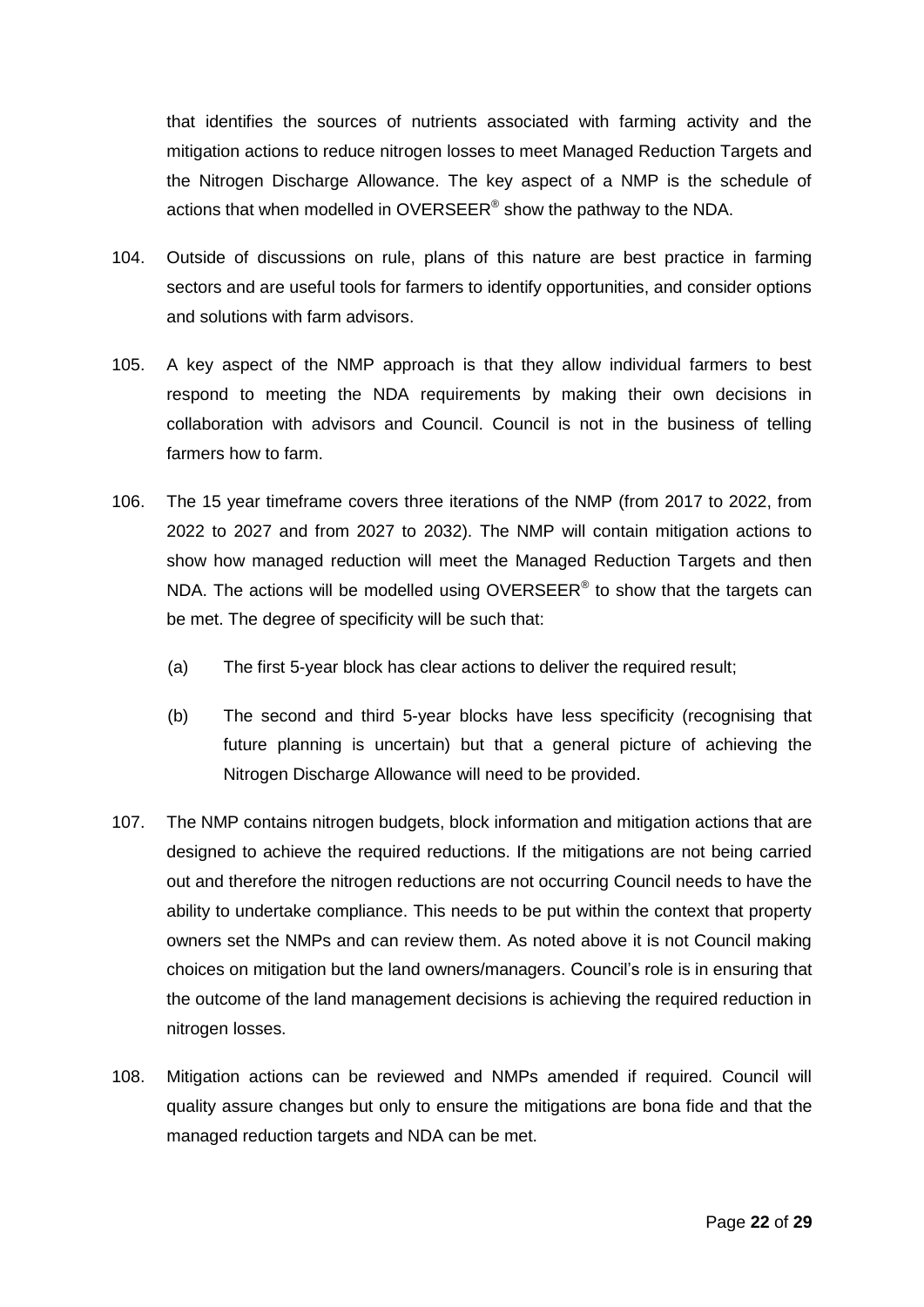that identifies the sources of nutrients associated with farming activity and the mitigation actions to reduce nitrogen losses to meet Managed Reduction Targets and the Nitrogen Discharge Allowance. The key aspect of a NMP is the schedule of actions that when modelled in OVERSEER® show the pathway to the NDA.

104. Outside of discussions on rule, plans of this nature are best practice in farming sectors and are useful tools for farmers to identify opportunities, and consider options and solutions with farm advisors.

105. A key aspect of the NMP approach is that they allow individual farmers to best respond to meeting the NDA requirements by making their own decisions in collaboration with advisors and Council. Council is not in the business of telling farmers how to farm.

106. The 15 year timeframe covers three iterations of the NMP (from 2017 to 2022, from 2022 to 2027 and from 2027 to 2032). The NMP will contain mitigation actions to show how managed reduction will meet the Managed Reduction Targets and then NDA. The actions will be modelled using OVERSEER® to show that the targets can be met. The degree of specificity will be such that:

    (a) The first 5-year block has clear actions to deliver the required result;

    (b) The second and third 5-year blocks have less specificity (recognising that future planning is uncertain) but that a general picture of achieving the Nitrogen Discharge Allowance will need to be provided.

107. The NMP contains nitrogen budgets, block information and mitigation actions that are designed to achieve the required reductions. If the mitigations are not being carried out and therefore the nitrogen reductions are not occurring Council needs to have the ability to undertake compliance. This needs to be put within the context that property owners set the NMPs and can review them. As noted above it is not Council making choices on mitigation but the land owners/managers. Council's role is in ensuring that the outcome of the land management decisions is achieving the required reduction in nitrogen losses.

108. Mitigation actions can be reviewed and NMPs amended if required. Council will quality assure changes but only to ensure the mitigations are bona fide and that the managed reduction targets and NDA can be met.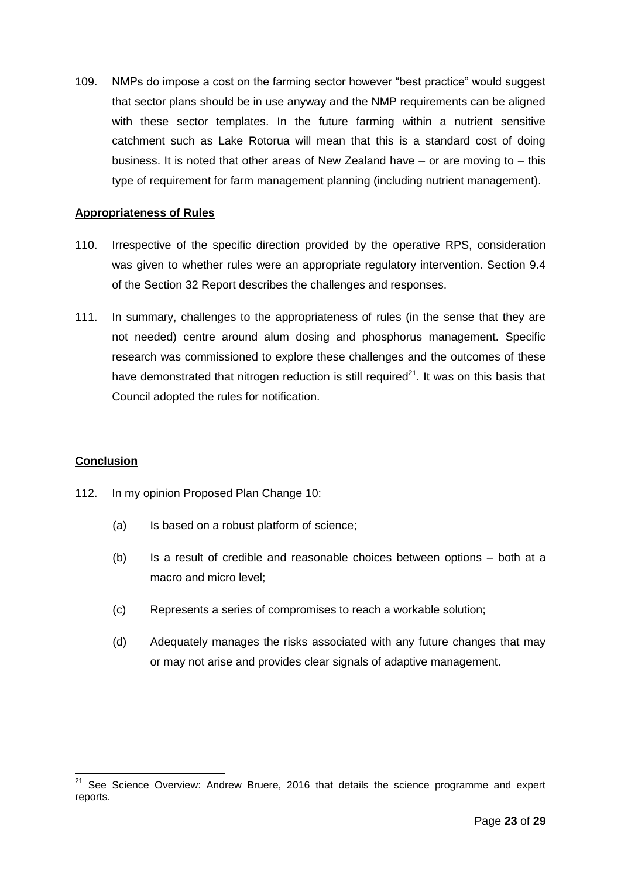109. NMPs do impose a cost on the farming sector however "best practice" would suggest that sector plans should be in use anyway and the NMP requirements can be aligned with these sector templates. In the future farming within a nutrient sensitive catchment such as Lake Rotorua will mean that this is a standard cost of doing business. It is noted that other areas of New Zealand have – or are moving to – this type of requirement for farm management planning (including nutrient management).

**Appropriateness of Rules**

110. Irrespective of the specific direction provided by the operative RPS, consideration was given to whether rules were an appropriate regulatory intervention. Section 9.4 of the Section 32 Report describes the challenges and responses.

111. In summary, challenges to the appropriateness of rules (in the sense that they are not needed) centre around alum dosing and phosphorus management. Specific research was commissioned to explore these challenges and the outcomes of these have demonstrated that nitrogen reduction is still required[21]. It was on this basis that Council adopted the rules for notification.

**Conclusion**

112. In my opinion Proposed Plan Change 10:

(a) Is based on a robust platform of science;

(b) Is a result of credible and reasonable choices between options – both at a macro and micro level;

(c) Represents a series of compromises to reach a workable solution;

(d) Adequately manages the risks associated with any future changes that may or may not arise and provides clear signals of adaptive management.

---

[21] See Science Overview: Andrew Bruere, 2016 that details the science programme and expert reports.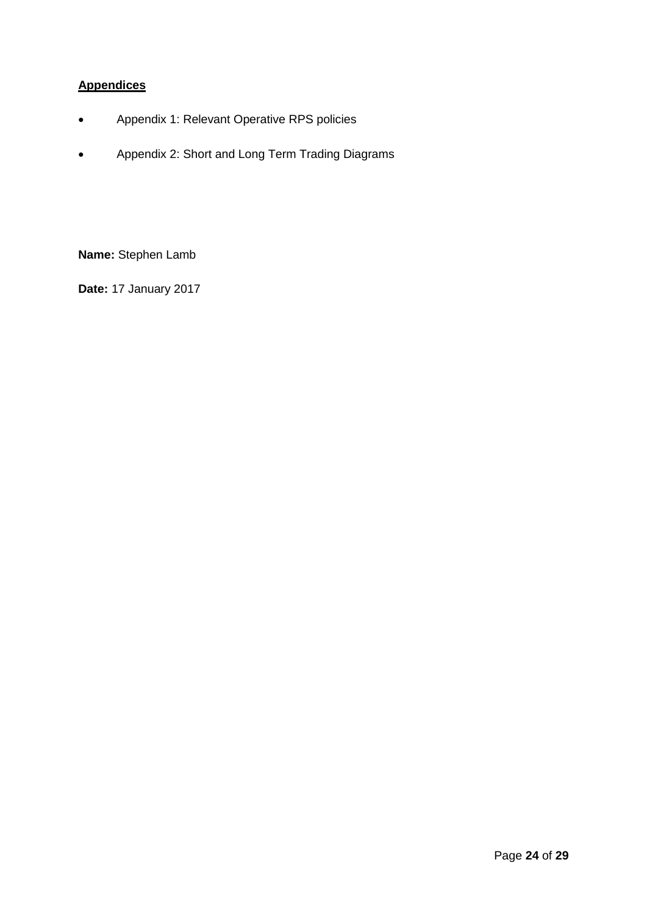**<u>Appendices</u>**

- Appendix 1: Relevant Operative RPS policies
- Appendix 2: Short and Long Term Trading Diagrams

**Name:** Stephen Lamb

**Date:** 17 January 2017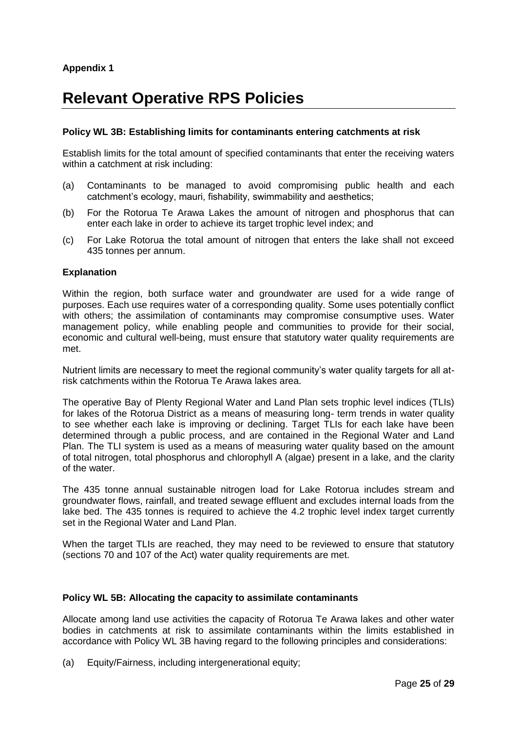**Appendix 1**

# Relevant Operative RPS Policies

### Policy WL 3B: Establishing limits for contaminants entering catchments at risk

Establish limits for the total amount of specified contaminants that enter the receiving waters within a catchment at risk including:

(a) Contaminants to be managed to avoid compromising public health and each catchment's ecology, mauri, fishability, swimmability and aesthetics;

(b) For the Rotorua Te Arawa Lakes the amount of nitrogen and phosphorus that can enter each lake in order to achieve its target trophic level index; and

(c) For Lake Rotorua the total amount of nitrogen that enters the lake shall not exceed 435 tonnes per annum.

#### Explanation

Within the region, both surface water and groundwater are used for a wide range of purposes. Each use requires water of a corresponding quality. Some uses potentially conflict with others; the assimilation of contaminants may compromise consumptive uses. Water management policy, while enabling people and communities to provide for their social, economic and cultural well-being, must ensure that statutory water quality requirements are met.

Nutrient limits are necessary to meet the regional community's water quality targets for all at-risk catchments within the Rotorua Te Arawa lakes area.

The operative Bay of Plenty Regional Water and Land Plan sets trophic level indices (TLIs) for lakes of the Rotorua District as a means of measuring long- term trends in water quality to see whether each lake is improving or declining. Target TLIs for each lake have been determined through a public process, and are contained in the Regional Water and Land Plan. The TLI system is used as a means of measuring water quality based on the amount of total nitrogen, total phosphorus and chlorophyll A (algae) present in a lake, and the clarity of the water.

The 435 tonne annual sustainable nitrogen load for Lake Rotorua includes stream and groundwater flows, rainfall, and treated sewage effluent and excludes internal loads from the lake bed. The 435 tonnes is required to achieve the 4.2 trophic level index target currently set in the Regional Water and Land Plan.

When the target TLIs are reached, they may need to be reviewed to ensure that statutory (sections 70 and 107 of the Act) water quality requirements are met.

### Policy WL 5B: Allocating the capacity to assimilate contaminants

Allocate among land use activities the capacity of Rotorua Te Arawa lakes and other water bodies in catchments at risk to assimilate contaminants within the limits established in accordance with Policy WL 3B having regard to the following principles and considerations:

(a) Equity/Fairness, including intergenerational equity;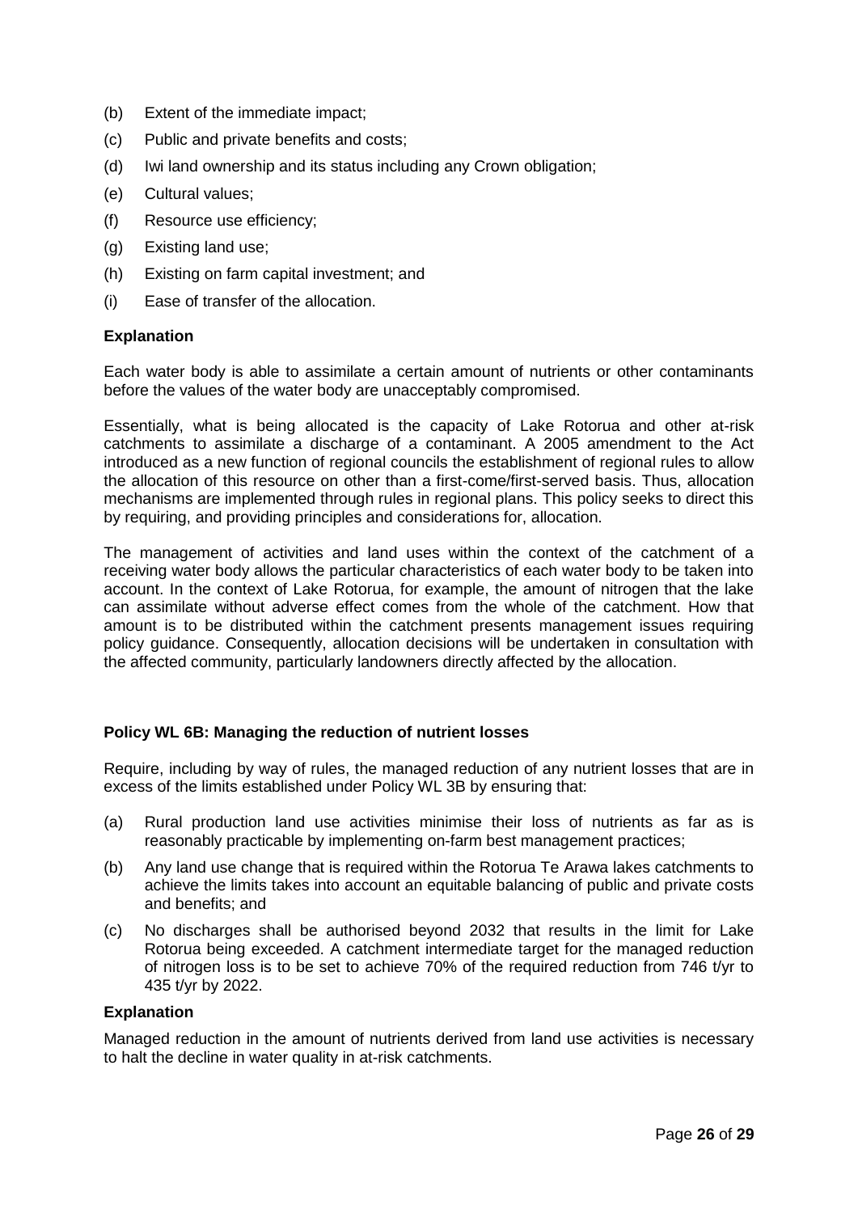(b) Extent of the immediate impact;

(c) Public and private benefits and costs;

(d) Iwi land ownership and its status including any Crown obligation;

(e) Cultural values;

(f) Resource use efficiency;

(g) Existing land use;

(h) Existing on farm capital investment; and

(i) Ease of transfer of the allocation.

**Explanation**

Each water body is able to assimilate a certain amount of nutrients or other contaminants before the values of the water body are unacceptably compromised.

Essentially, what is being allocated is the capacity of Lake Rotorua and other at-risk catchments to assimilate a discharge of a contaminant. A 2005 amendment to the Act introduced as a new function of regional councils the establishment of regional rules to allow the allocation of this resource on other than a first-come/first-served basis. Thus, allocation mechanisms are implemented through rules in regional plans. This policy seeks to direct this by requiring, and providing principles and considerations for, allocation.

The management of activities and land uses within the context of the catchment of a receiving water body allows the particular characteristics of each water body to be taken into account. In the context of Lake Rotorua, for example, the amount of nitrogen that the lake can assimilate without adverse effect comes from the whole of the catchment. How that amount is to be distributed within the catchment presents management issues requiring policy guidance. Consequently, allocation decisions will be undertaken in consultation with the affected community, particularly landowners directly affected by the allocation.

**Policy WL 6B: Managing the reduction of nutrient losses**

Require, including by way of rules, the managed reduction of any nutrient losses that are in excess of the limits established under Policy WL 3B by ensuring that:

(a) Rural production land use activities minimise their loss of nutrients as far as is reasonably practicable by implementing on-farm best management practices;

(b) Any land use change that is required within the Rotorua Te Arawa lakes catchments to achieve the limits takes into account an equitable balancing of public and private costs and benefits; and

(c) No discharges shall be authorised beyond 2032 that results in the limit for Lake Rotorua being exceeded. A catchment intermediate target for the managed reduction of nitrogen loss is to be set to achieve 70% of the required reduction from 746 t/yr to 435 t/yr by 2022.

**Explanation**

Managed reduction in the amount of nutrients derived from land use activities is necessary to halt the decline in water quality in at-risk catchments.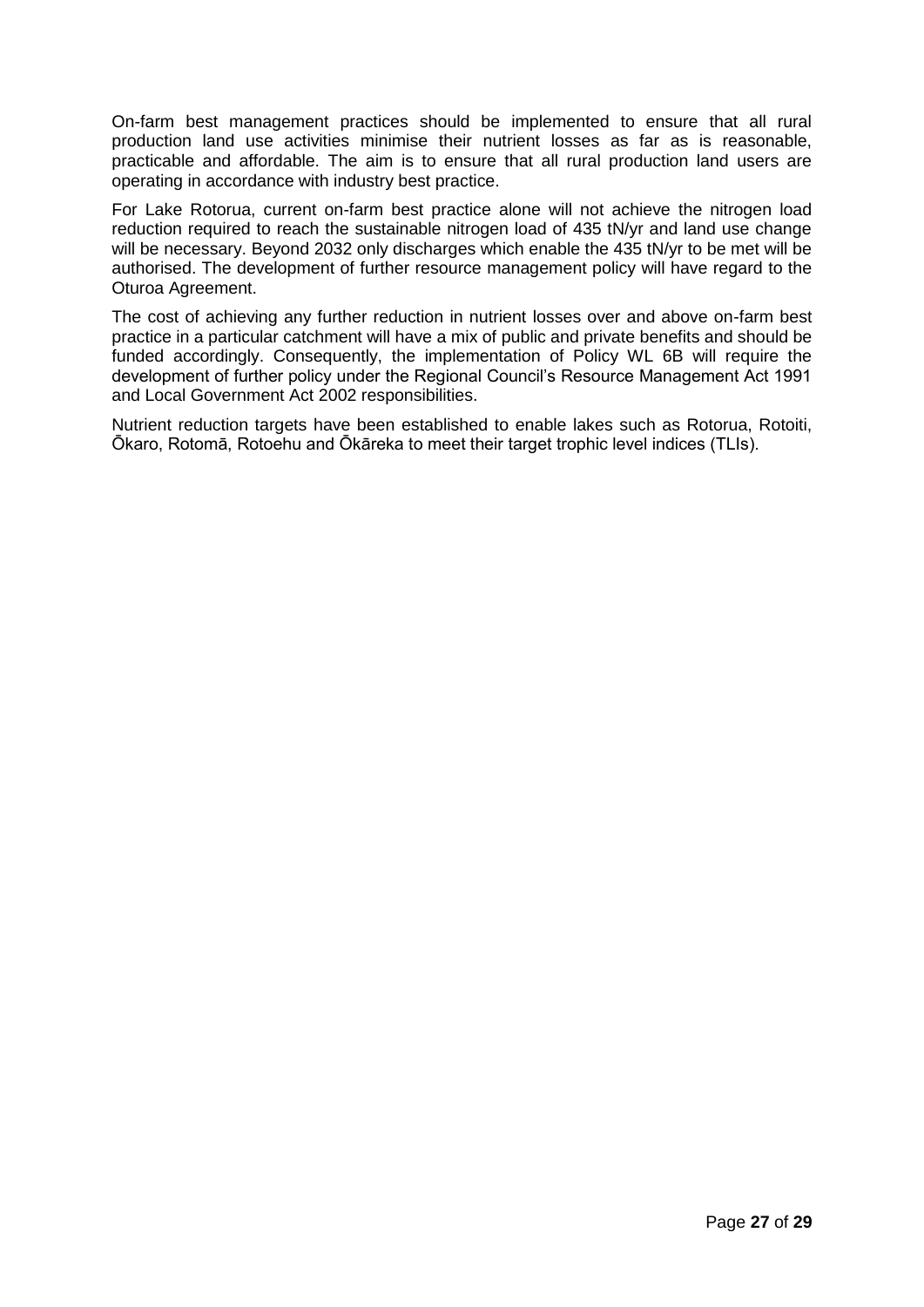On-farm best management practices should be implemented to ensure that all rural production land use activities minimise their nutrient losses as far as is reasonable, practicable and affordable. The aim is to ensure that all rural production land users are operating in accordance with industry best practice.

For Lake Rotorua, current on-farm best practice alone will not achieve the nitrogen load reduction required to reach the sustainable nitrogen load of 435 tN/yr and land use change will be necessary. Beyond 2032 only discharges which enable the 435 tN/yr to be met will be authorised. The development of further resource management policy will have regard to the Oturoa Agreement.

The cost of achieving any further reduction in nutrient losses over and above on-farm best practice in a particular catchment will have a mix of public and private benefits and should be funded accordingly. Consequently, the implementation of Policy WL 6B will require the development of further policy under the Regional Council's Resource Management Act 1991 and Local Government Act 2002 responsibilities.

Nutrient reduction targets have been established to enable lakes such as Rotorua, Rotoiti, Ōkaro, Rotomā, Rotoehu and Ōkāreka to meet their target trophic level indices (TLIs).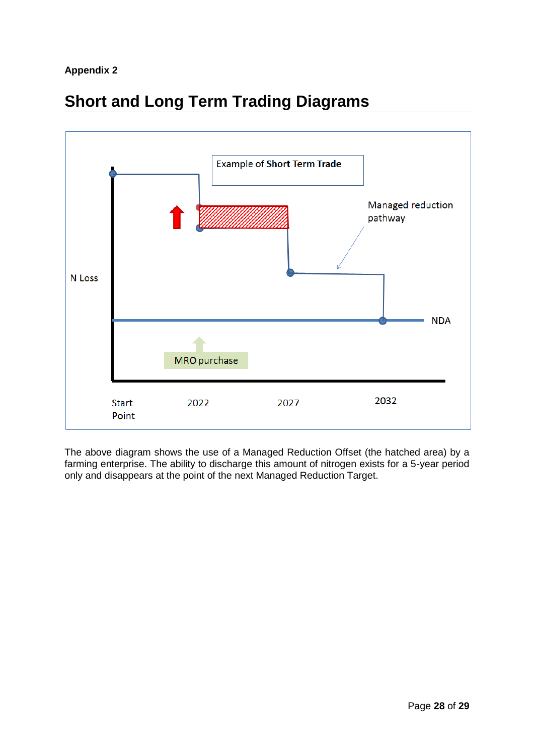**Appendix 2**

# Short and Long Term Trading Diagrams

Example of Short Term Trade

Managed reduction pathway

N Loss

NDA

MRO purchase

Start Point

2022

2027

2032

The above diagram shows the use of a Managed Reduction Offset (the hatched area) by a farming enterprise. The ability to discharge this amount of nitrogen exists for a 5-year period only and disappears at the point of the next Managed Reduction Target.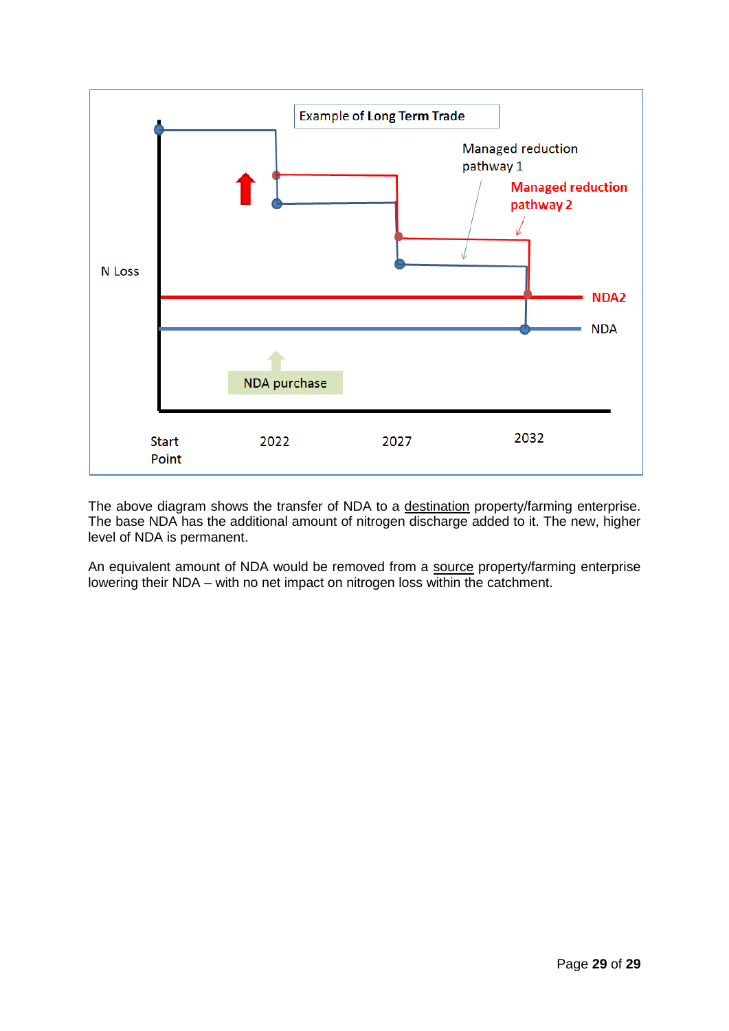Example of Long Term Trade

Managed reduction pathway 1

Managed reduction pathway 2

N Loss

NDA2

NDA

NDA purchase

Start Point

2022

2027

2032

The above diagram shows the transfer of NDA to a destination property/farming enterprise. The base NDA has the additional amount of nitrogen discharge added to it. The new, higher level of NDA is permanent.

An equivalent amount of NDA would be removed from a source property/farming enterprise lowering their NDA – with no net impact on nitrogen loss within the catchment.